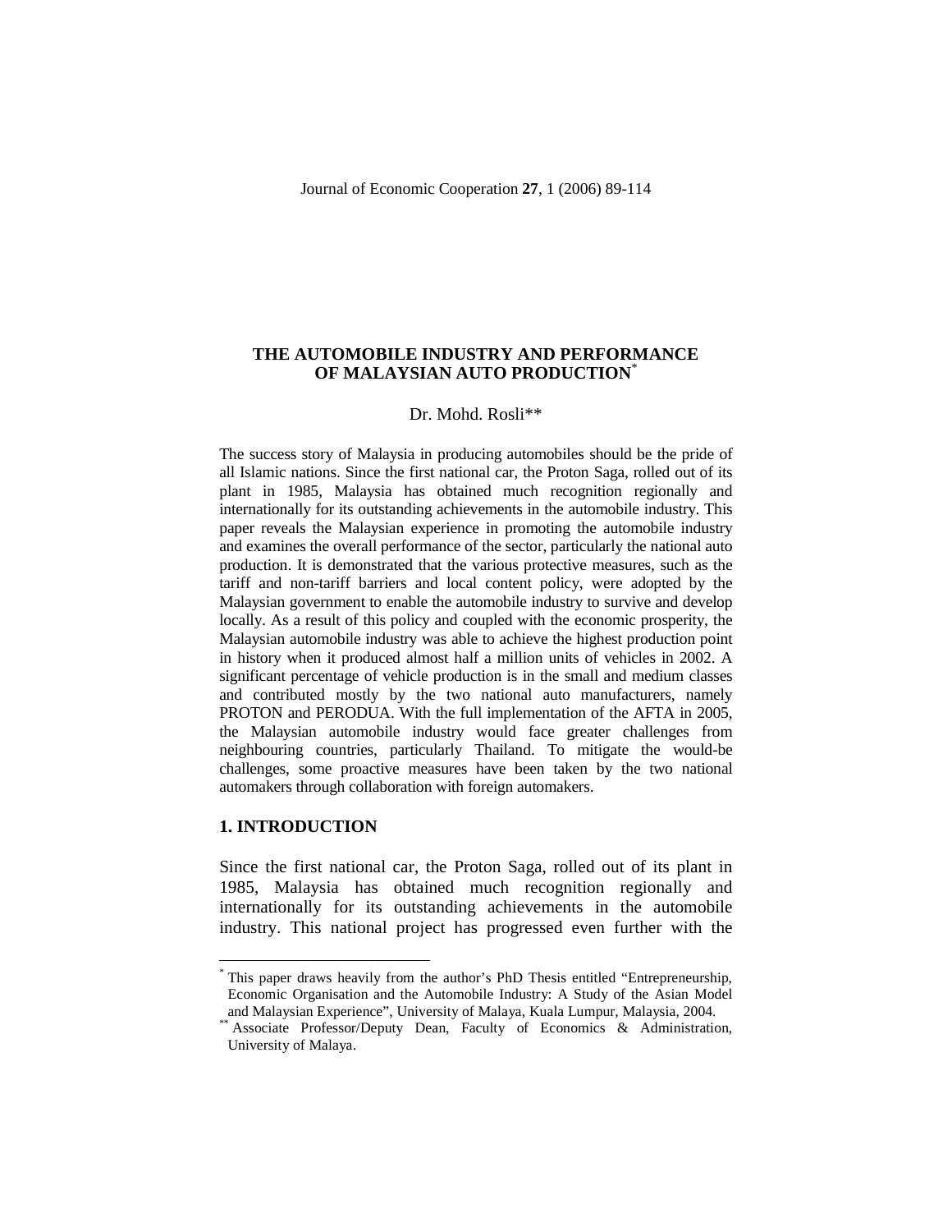# THE AUTOMOBILE INDUSTRY AND PERFORMANCE OF MALAYSIAN AUTO PRODUCTION[*]

Dr. Mohd. Rosli[**]

The success story of Malaysia in producing automobiles should be the pride of all Islamic nations. Since the first national car, the Proton Saga, rolled out of its plant in 1985, Malaysia has obtained much recognition regionally and internationally for its outstanding achievements in the automobile industry. This paper reveals the Malaysian experience in promoting the automobile industry and examines the overall performance of the sector, particularly the national auto production. It is demonstrated that the various protective measures, such as the tariff and non-tariff barriers and local content policy, were adopted by the Malaysian government to enable the automobile industry to survive and develop locally. As a result of this policy and coupled with the economic prosperity, the Malaysian automobile industry was able to achieve the highest production point in history when it produced almost half a million units of vehicles in 2002. A significant percentage of vehicle production is in the small and medium classes and contributed mostly by the two national auto manufacturers, namely PROTON and PERODUA. With the full implementation of the AFTA in 2005, the Malaysian automobile industry would face greater challenges from neighbouring countries, particularly Thailand. To mitigate the would-be challenges, some proactive measures have been taken by the two national automakers through collaboration with foreign automakers.

## 1. INTRODUCTION

Since the first national car, the Proton Saga, rolled out of its plant in 1985, Malaysia has obtained much recognition regionally and internationally for its outstanding achievements in the automobile industry. This national project has progressed even further with the

---

[*] This paper draws heavily from the author's PhD Thesis entitled "Entrepreneurship, Economic Organisation and the Automobile Industry: A Study of the Asian Model and Malaysian Experience", University of Malaya, Kuala Lumpur, Malaysia, 2004.

[**] Associate Professor/Deputy Dean, Faculty of Economics & Administration, University of Malaya.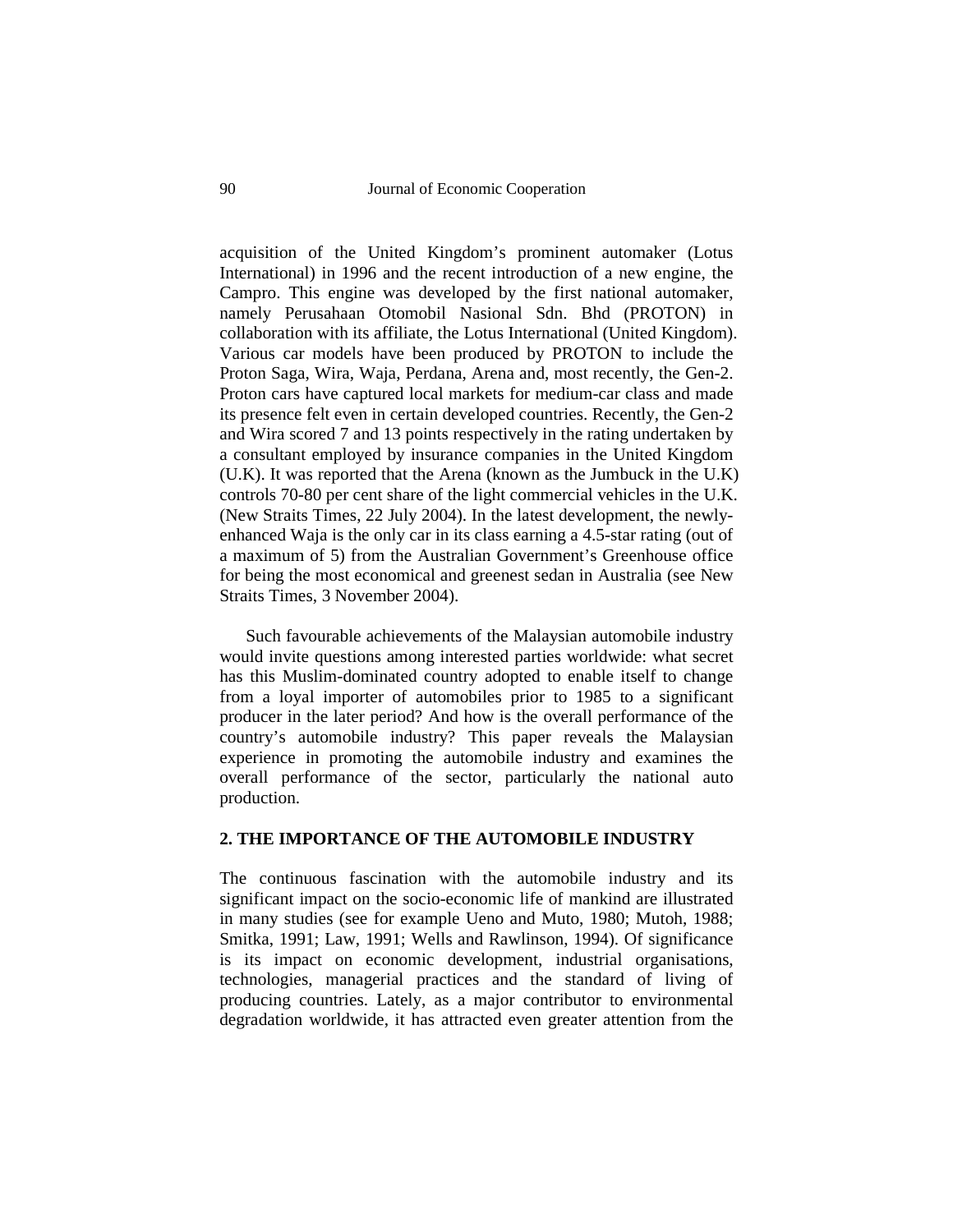acquisition of the United Kingdom's prominent automaker (Lotus International) in 1996 and the recent introduction of a new engine, the Campro. This engine was developed by the first national automaker, namely Perusahaan Otomobil Nasional Sdn. Bhd (PROTON) in collaboration with its affiliate, the Lotus International (United Kingdom). Various car models have been produced by PROTON to include the Proton Saga, Wira, Waja, Perdana, Arena and, most recently, the Gen-2. Proton cars have captured local markets for medium-car class and made its presence felt even in certain developed countries. Recently, the Gen-2 and Wira scored 7 and 13 points respectively in the rating undertaken by a consultant employed by insurance companies in the United Kingdom (U.K). It was reported that the Arena (known as the Jumbuck in the U.K) controls 70-80 per cent share of the light commercial vehicles in the U.K. (New Straits Times, 22 July 2004). In the latest development, the newly-enhanced Waja is the only car in its class earning a 4.5-star rating (out of a maximum of 5) from the Australian Government's Greenhouse office for being the most economical and greenest sedan in Australia (see New Straits Times, 3 November 2004).

Such favourable achievements of the Malaysian automobile industry would invite questions among interested parties worldwide: what secret has this Muslim-dominated country adopted to enable itself to change from a loyal importer of automobiles prior to 1985 to a significant producer in the later period? And how is the overall performance of the country's automobile industry? This paper reveals the Malaysian experience in promoting the automobile industry and examines the overall performance of the sector, particularly the national auto production.

## 2. THE IMPORTANCE OF THE AUTOMOBILE INDUSTRY

The continuous fascination with the automobile industry and its significant impact on the socio-economic life of mankind are illustrated in many studies (see for example Ueno and Muto, 1980; Mutoh, 1988; Smitka, 1991; Law, 1991; Wells and Rawlinson, 1994). Of significance is its impact on economic development, industrial organisations, technologies, managerial practices and the standard of living of producing countries. Lately, as a major contributor to environmental degradation worldwide, it has attracted even greater attention from the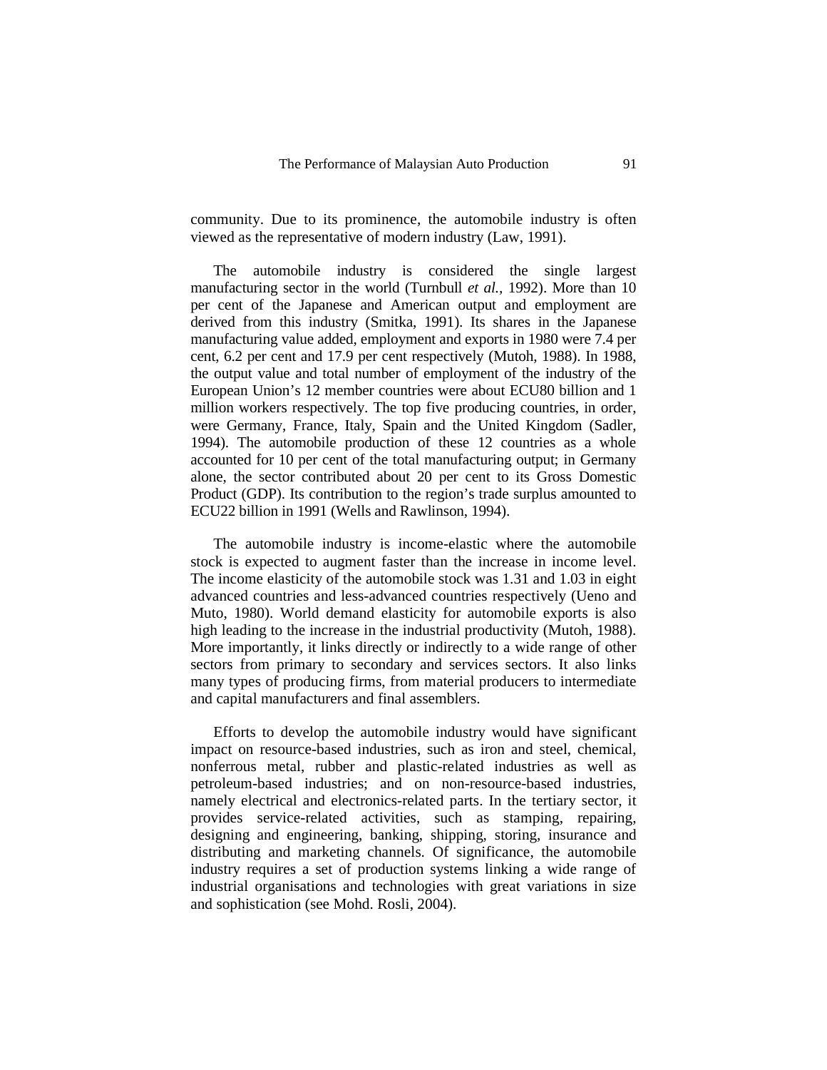community. Due to its prominence, the automobile industry is often viewed as the representative of modern industry (Law, 1991).

The automobile industry is considered the single largest manufacturing sector in the world (Turnbull *et al.*, 1992). More than 10 per cent of the Japanese and American output and employment are derived from this industry (Smitka, 1991). Its shares in the Japanese manufacturing value added, employment and exports in 1980 were 7.4 per cent, 6.2 per cent and 17.9 per cent respectively (Mutoh, 1988). In 1988, the output value and total number of employment of the industry of the European Union's 12 member countries were about ECU80 billion and 1 million workers respectively. The top five producing countries, in order, were Germany, France, Italy, Spain and the United Kingdom (Sadler, 1994). The automobile production of these 12 countries as a whole accounted for 10 per cent of the total manufacturing output; in Germany alone, the sector contributed about 20 per cent to its Gross Domestic Product (GDP). Its contribution to the region's trade surplus amounted to ECU22 billion in 1991 (Wells and Rawlinson, 1994).

The automobile industry is income-elastic where the automobile stock is expected to augment faster than the increase in income level. The income elasticity of the automobile stock was 1.31 and 1.03 in eight advanced countries and less-advanced countries respectively (Ueno and Muto, 1980). World demand elasticity for automobile exports is also high leading to the increase in the industrial productivity (Mutoh, 1988). More importantly, it links directly or indirectly to a wide range of other sectors from primary to secondary and services sectors. It also links many types of producing firms, from material producers to intermediate and capital manufacturers and final assemblers.

Efforts to develop the automobile industry would have significant impact on resource-based industries, such as iron and steel, chemical, nonferrous metal, rubber and plastic-related industries as well as petroleum-based industries; and on non-resource-based industries, namely electrical and electronics-related parts. In the tertiary sector, it provides service-related activities, such as stamping, repairing, designing and engineering, banking, shipping, storing, insurance and distributing and marketing channels. Of significance, the automobile industry requires a set of production systems linking a wide range of industrial organisations and technologies with great variations in size and sophistication (see Mohd. Rosli, 2004).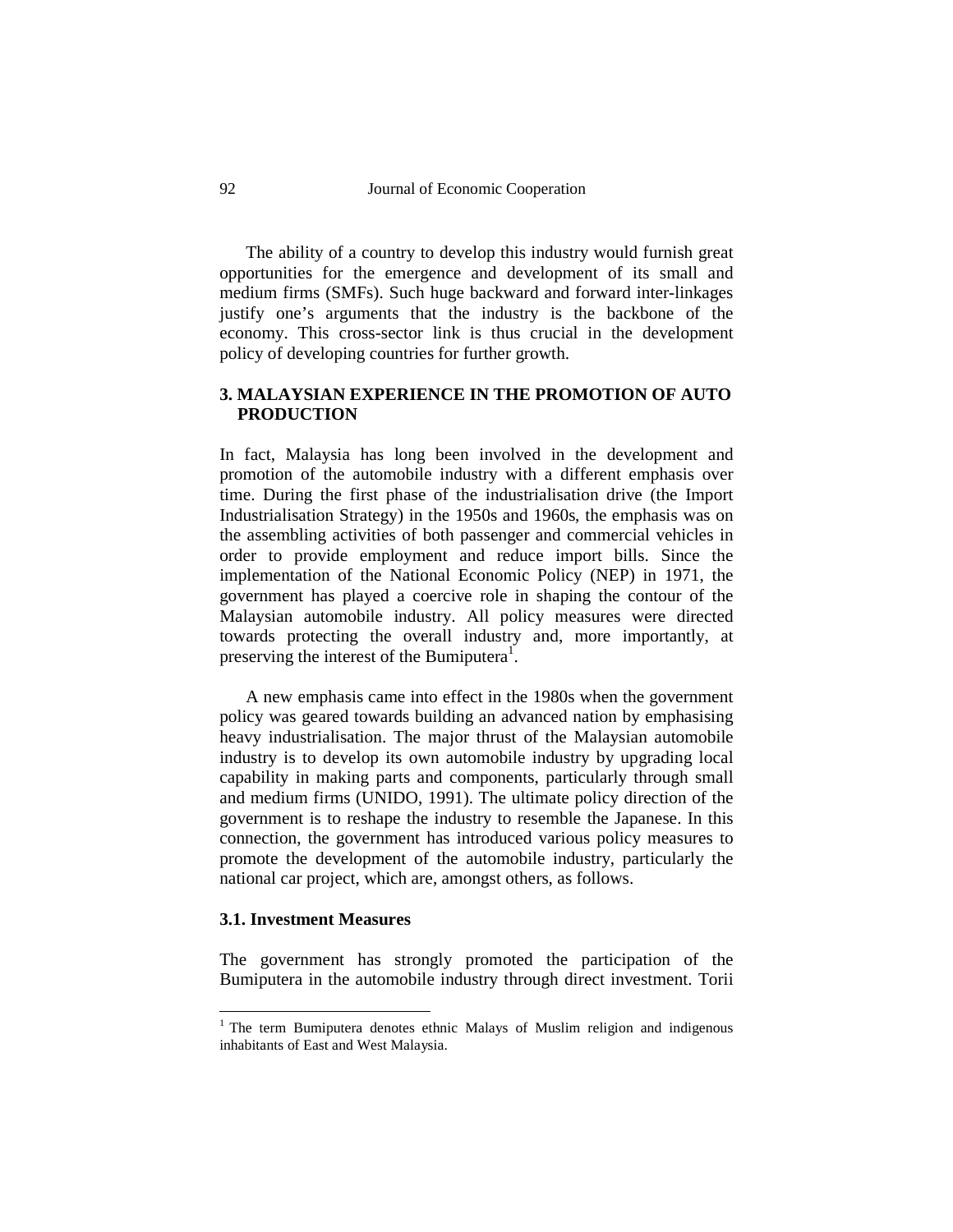The ability of a country to develop this industry would furnish great opportunities for the emergence and development of its small and medium firms (SMFs). Such huge backward and forward inter-linkages justify one's arguments that the industry is the backbone of the economy. This cross-sector link is thus crucial in the development policy of developing countries for further growth.

## 3. MALAYSIAN EXPERIENCE IN THE PROMOTION OF AUTO PRODUCTION

In fact, Malaysia has long been involved in the development and promotion of the automobile industry with a different emphasis over time. During the first phase of the industrialisation drive (the Import Industrialisation Strategy) in the 1950s and 1960s, the emphasis was on the assembling activities of both passenger and commercial vehicles in order to provide employment and reduce import bills. Since the implementation of the National Economic Policy (NEP) in 1971, the government has played a coercive role in shaping the contour of the Malaysian automobile industry. All policy measures were directed towards protecting the overall industry and, more importantly, at preserving the interest of the Bumiputera[1].

A new emphasis came into effect in the 1980s when the government policy was geared towards building an advanced nation by emphasising heavy industrialisation. The major thrust of the Malaysian automobile industry is to develop its own automobile industry by upgrading local capability in making parts and components, particularly through small and medium firms (UNIDO, 1991). The ultimate policy direction of the government is to reshape the industry to resemble the Japanese. In this connection, the government has introduced various policy measures to promote the development of the automobile industry, particularly the national car project, which are, amongst others, as follows.

### 3.1. Investment Measures

The government has strongly promoted the participation of the Bumiputera in the automobile industry through direct investment. Torii

---

[1] The term Bumiputera denotes ethnic Malays of Muslim religion and indigenous inhabitants of East and West Malaysia.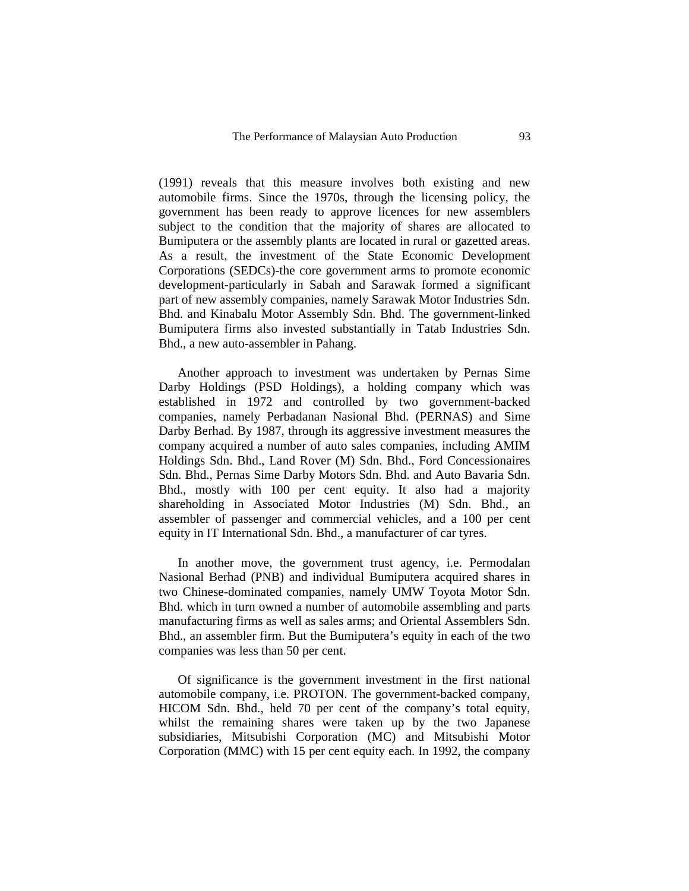(1991) reveals that this measure involves both existing and new automobile firms. Since the 1970s, through the licensing policy, the government has been ready to approve licences for new assemblers subject to the condition that the majority of shares are allocated to Bumiputera or the assembly plants are located in rural or gazetted areas. As a result, the investment of the State Economic Development Corporations (SEDCs)-the core government arms to promote economic development-particularly in Sabah and Sarawak formed a significant part of new assembly companies, namely Sarawak Motor Industries Sdn. Bhd. and Kinabalu Motor Assembly Sdn. Bhd. The government-linked Bumiputera firms also invested substantially in Tatab Industries Sdn. Bhd., a new auto-assembler in Pahang.

Another approach to investment was undertaken by Pernas Sime Darby Holdings (PSD Holdings), a holding company which was established in 1972 and controlled by two government-backed companies, namely Perbadanan Nasional Bhd. (PERNAS) and Sime Darby Berhad. By 1987, through its aggressive investment measures the company acquired a number of auto sales companies, including AMIM Holdings Sdn. Bhd., Land Rover (M) Sdn. Bhd., Ford Concessionaires Sdn. Bhd., Pernas Sime Darby Motors Sdn. Bhd. and Auto Bavaria Sdn. Bhd., mostly with 100 per cent equity. It also had a majority shareholding in Associated Motor Industries (M) Sdn. Bhd., an assembler of passenger and commercial vehicles, and a 100 per cent equity in IT International Sdn. Bhd., a manufacturer of car tyres.

In another move, the government trust agency, i.e. Permodalan Nasional Berhad (PNB) and individual Bumiputera acquired shares in two Chinese-dominated companies, namely UMW Toyota Motor Sdn. Bhd. which in turn owned a number of automobile assembling and parts manufacturing firms as well as sales arms; and Oriental Assemblers Sdn. Bhd., an assembler firm. But the Bumiputera's equity in each of the two companies was less than 50 per cent.

Of significance is the government investment in the first national automobile company, i.e. PROTON. The government-backed company, HICOM Sdn. Bhd., held 70 per cent of the company's total equity, whilst the remaining shares were taken up by the two Japanese subsidiaries, Mitsubishi Corporation (MC) and Mitsubishi Motor Corporation (MMC) with 15 per cent equity each. In 1992, the company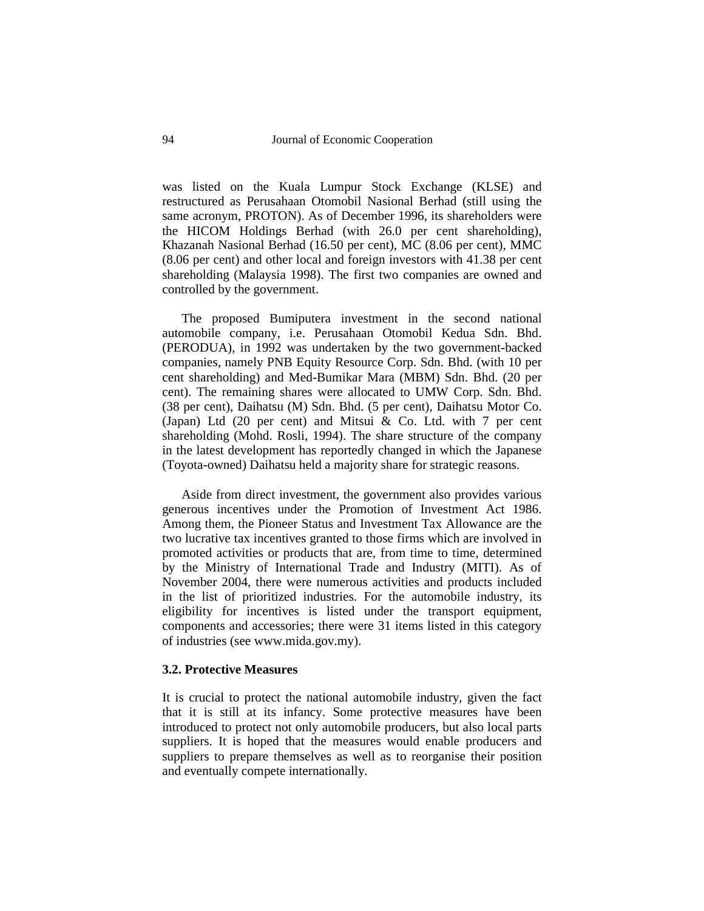was listed on the Kuala Lumpur Stock Exchange (KLSE) and restructured as Perusahaan Otomobil Nasional Berhad (still using the same acronym, PROTON). As of December 1996, its shareholders were the HICOM Holdings Berhad (with 26.0 per cent shareholding), Khazanah Nasional Berhad (16.50 per cent), MC (8.06 per cent), MMC (8.06 per cent) and other local and foreign investors with 41.38 per cent shareholding (Malaysia 1998). The first two companies are owned and controlled by the government.

The proposed Bumiputera investment in the second national automobile company, i.e. Perusahaan Otomobil Kedua Sdn. Bhd. (PERODUA), in 1992 was undertaken by the two government-backed companies, namely PNB Equity Resource Corp. Sdn. Bhd. (with 10 per cent shareholding) and Med-Bumikar Mara (MBM) Sdn. Bhd. (20 per cent). The remaining shares were allocated to UMW Corp. Sdn. Bhd. (38 per cent), Daihatsu (M) Sdn. Bhd. (5 per cent), Daihatsu Motor Co. (Japan) Ltd (20 per cent) and Mitsui & Co. Ltd. with 7 per cent shareholding (Mohd. Rosli, 1994). The share structure of the company in the latest development has reportedly changed in which the Japanese (Toyota-owned) Daihatsu held a majority share for strategic reasons.

Aside from direct investment, the government also provides various generous incentives under the Promotion of Investment Act 1986. Among them, the Pioneer Status and Investment Tax Allowance are the two lucrative tax incentives granted to those firms which are involved in promoted activities or products that are, from time to time, determined by the Ministry of International Trade and Industry (MITI). As of November 2004, there were numerous activities and products included in the list of prioritized industries. For the automobile industry, its eligibility for incentives is listed under the transport equipment, components and accessories; there were 31 items listed in this category of industries (see www.mida.gov.my).

### 3.2. Protective Measures

It is crucial to protect the national automobile industry, given the fact that it is still at its infancy. Some protective measures have been introduced to protect not only automobile producers, but also local parts suppliers. It is hoped that the measures would enable producers and suppliers to prepare themselves as well as to reorganise their position and eventually compete internationally.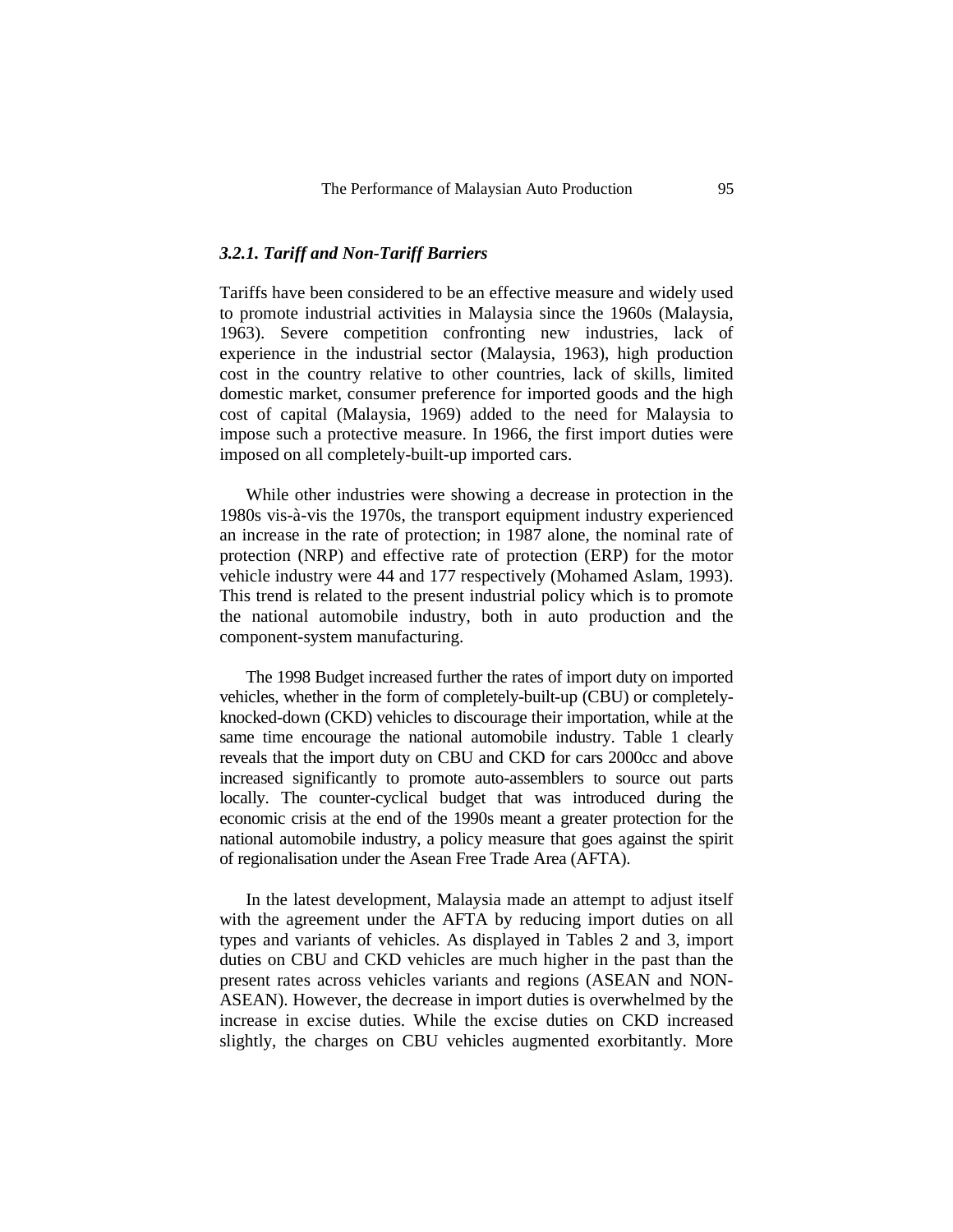### *3.2.1. Tariff and Non-Tariff Barriers*

Tariffs have been considered to be an effective measure and widely used to promote industrial activities in Malaysia since the 1960s (Malaysia, 1963). Severe competition confronting new industries, lack of experience in the industrial sector (Malaysia, 1963), high production cost in the country relative to other countries, lack of skills, limited domestic market, consumer preference for imported goods and the high cost of capital (Malaysia, 1969) added to the need for Malaysia to impose such a protective measure. In 1966, the first import duties were imposed on all completely-built-up imported cars.

While other industries were showing a decrease in protection in the 1980s vis-à-vis the 1970s, the transport equipment industry experienced an increase in the rate of protection; in 1987 alone, the nominal rate of protection (NRP) and effective rate of protection (ERP) for the motor vehicle industry were 44 and 177 respectively (Mohamed Aslam, 1993). This trend is related to the present industrial policy which is to promote the national automobile industry, both in auto production and the component-system manufacturing.

The 1998 Budget increased further the rates of import duty on imported vehicles, whether in the form of completely-built-up (CBU) or completely-knocked-down (CKD) vehicles to discourage their importation, while at the same time encourage the national automobile industry. Table 1 clearly reveals that the import duty on CBU and CKD for cars 2000cc and above increased significantly to promote auto-assemblers to source out parts locally. The counter-cyclical budget that was introduced during the economic crisis at the end of the 1990s meant a greater protection for the national automobile industry, a policy measure that goes against the spirit of regionalisation under the Asean Free Trade Area (AFTA).

In the latest development, Malaysia made an attempt to adjust itself with the agreement under the AFTA by reducing import duties on all types and variants of vehicles. As displayed in Tables 2 and 3, import duties on CBU and CKD vehicles are much higher in the past than the present rates across vehicles variants and regions (ASEAN and NON-ASEAN). However, the decrease in import duties is overwhelmed by the increase in excise duties. While the excise duties on CKD increased slightly, the charges on CBU vehicles augmented exorbitantly. More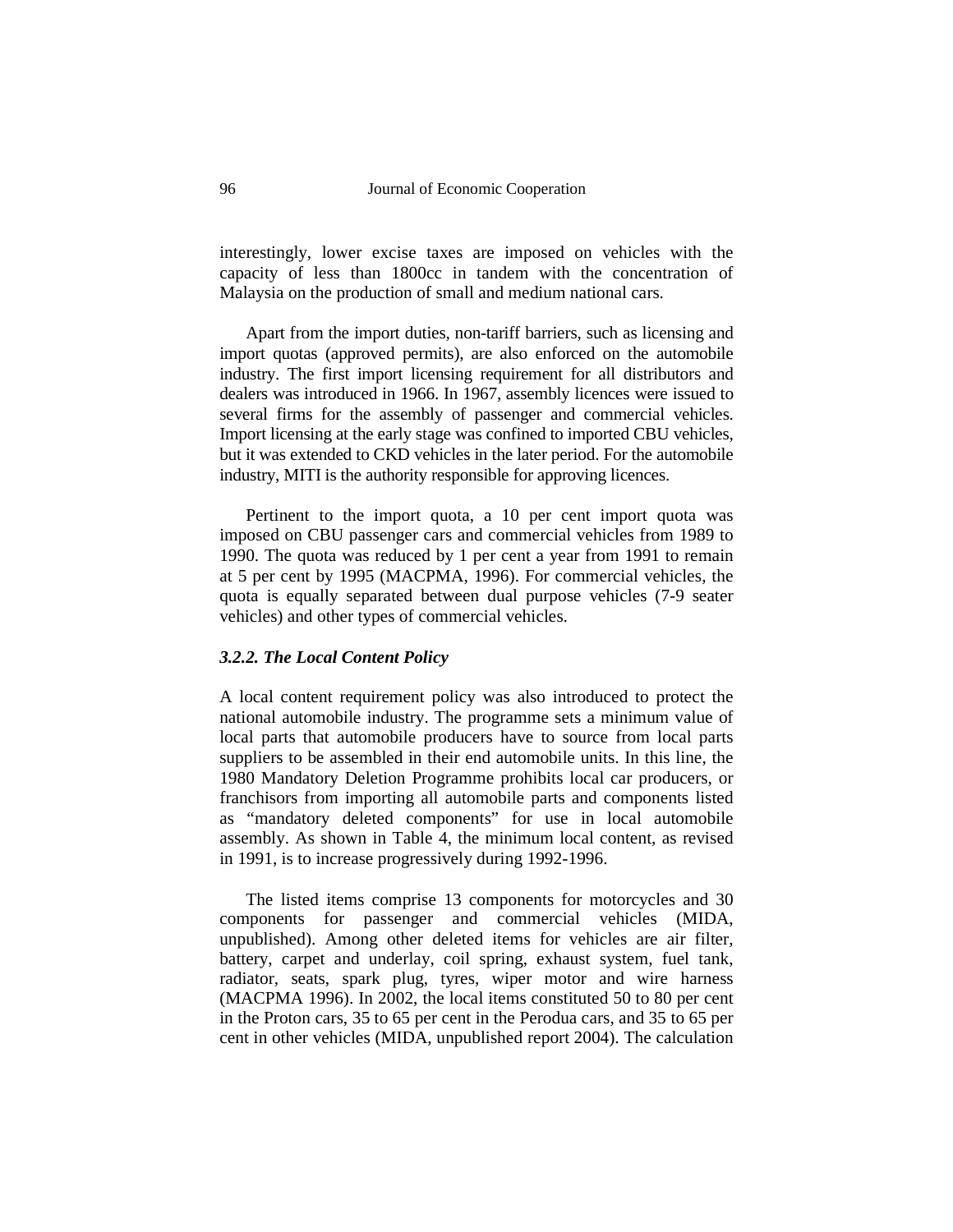interestingly, lower excise taxes are imposed on vehicles with the capacity of less than 1800cc in tandem with the concentration of Malaysia on the production of small and medium national cars.

Apart from the import duties, non-tariff barriers, such as licensing and import quotas (approved permits), are also enforced on the automobile industry. The first import licensing requirement for all distributors and dealers was introduced in 1966. In 1967, assembly licences were issued to several firms for the assembly of passenger and commercial vehicles. Import licensing at the early stage was confined to imported CBU vehicles, but it was extended to CKD vehicles in the later period. For the automobile industry, MITI is the authority responsible for approving licences.

Pertinent to the import quota, a 10 per cent import quota was imposed on CBU passenger cars and commercial vehicles from 1989 to 1990. The quota was reduced by 1 per cent a year from 1991 to remain at 5 per cent by 1995 (MACPMA, 1996). For commercial vehicles, the quota is equally separated between dual purpose vehicles (7-9 seater vehicles) and other types of commercial vehicles.

### *3.2.2. The Local Content Policy*

A local content requirement policy was also introduced to protect the national automobile industry. The programme sets a minimum value of local parts that automobile producers have to source from local parts suppliers to be assembled in their end automobile units. In this line, the 1980 Mandatory Deletion Programme prohibits local car producers, or franchisors from importing all automobile parts and components listed as "mandatory deleted components" for use in local automobile assembly. As shown in Table 4, the minimum local content, as revised in 1991, is to increase progressively during 1992-1996.

The listed items comprise 13 components for motorcycles and 30 components for passenger and commercial vehicles (MIDA, unpublished). Among other deleted items for vehicles are air filter, battery, carpet and underlay, coil spring, exhaust system, fuel tank, radiator, seats, spark plug, tyres, wiper motor and wire harness (MACPMA 1996). In 2002, the local items constituted 50 to 80 per cent in the Proton cars, 35 to 65 per cent in the Perodua cars, and 35 to 65 per cent in other vehicles (MIDA, unpublished report 2004). The calculation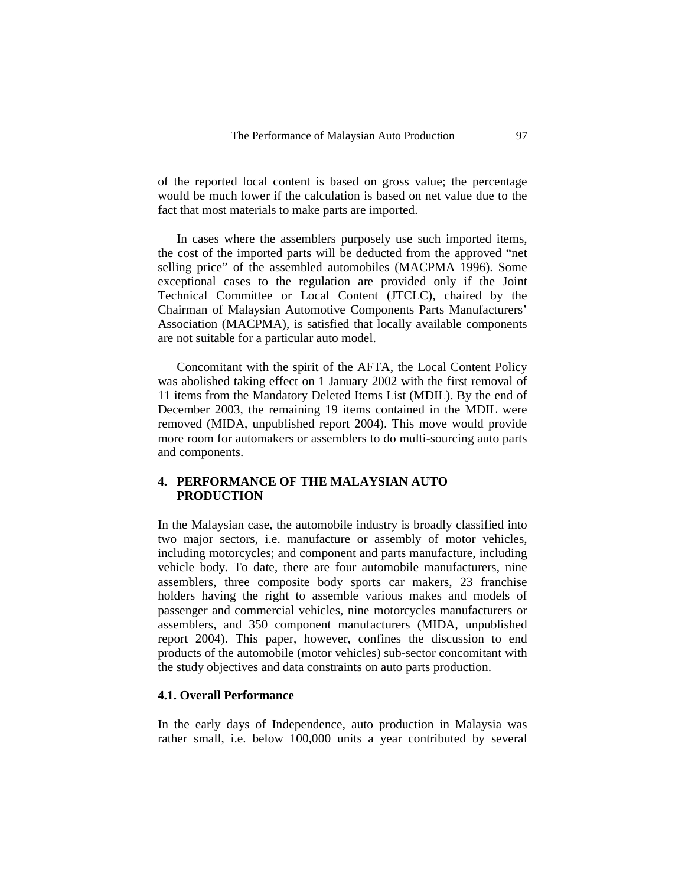of the reported local content is based on gross value; the percentage would be much lower if the calculation is based on net value due to the fact that most materials to make parts are imported.

In cases where the assemblers purposely use such imported items, the cost of the imported parts will be deducted from the approved "net selling price" of the assembled automobiles (MACPMA 1996). Some exceptional cases to the regulation are provided only if the Joint Technical Committee or Local Content (JTCLC), chaired by the Chairman of Malaysian Automotive Components Parts Manufacturers' Association (MACPMA), is satisfied that locally available components are not suitable for a particular auto model.

Concomitant with the spirit of the AFTA, the Local Content Policy was abolished taking effect on 1 January 2002 with the first removal of 11 items from the Mandatory Deleted Items List (MDIL). By the end of December 2003, the remaining 19 items contained in the MDIL were removed (MIDA, unpublished report 2004). This move would provide more room for automakers or assemblers to do multi-sourcing auto parts and components.

## 4. PERFORMANCE OF THE MALAYSIAN AUTO PRODUCTION

In the Malaysian case, the automobile industry is broadly classified into two major sectors, i.e. manufacture or assembly of motor vehicles, including motorcycles; and component and parts manufacture, including vehicle body. To date, there are four automobile manufacturers, nine assemblers, three composite body sports car makers, 23 franchise holders having the right to assemble various makes and models of passenger and commercial vehicles, nine motorcycles manufacturers or assemblers, and 350 component manufacturers (MIDA, unpublished report 2004). This paper, however, confines the discussion to end products of the automobile (motor vehicles) sub-sector concomitant with the study objectives and data constraints on auto parts production.

### 4.1. Overall Performance

In the early days of Independence, auto production in Malaysia was rather small, i.e. below 100,000 units a year contributed by several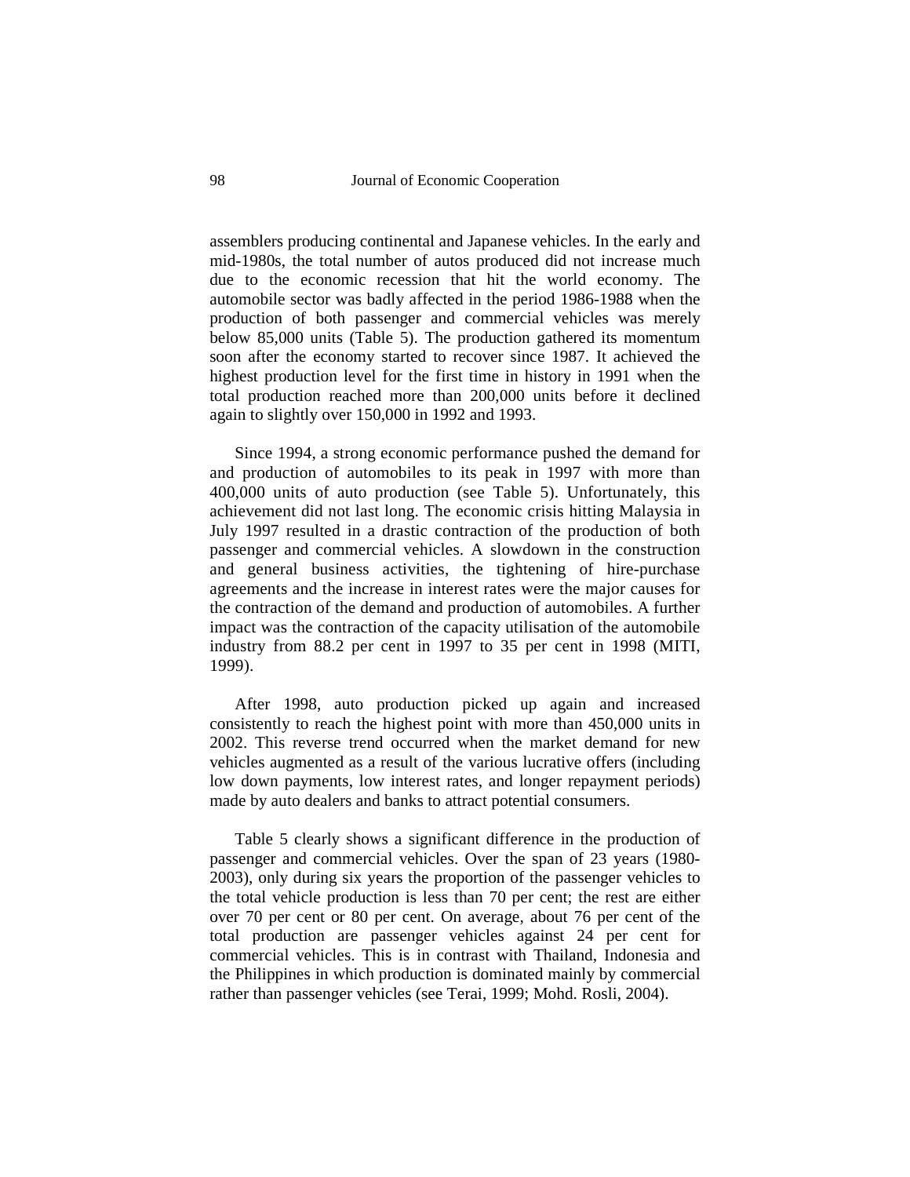assemblers producing continental and Japanese vehicles. In the early and mid-1980s, the total number of autos produced did not increase much due to the economic recession that hit the world economy. The automobile sector was badly affected in the period 1986-1988 when the production of both passenger and commercial vehicles was merely below 85,000 units (Table 5). The production gathered its momentum soon after the economy started to recover since 1987. It achieved the highest production level for the first time in history in 1991 when the total production reached more than 200,000 units before it declined again to slightly over 150,000 in 1992 and 1993.

Since 1994, a strong economic performance pushed the demand for and production of automobiles to its peak in 1997 with more than 400,000 units of auto production (see Table 5). Unfortunately, this achievement did not last long. The economic crisis hitting Malaysia in July 1997 resulted in a drastic contraction of the production of both passenger and commercial vehicles. A slowdown in the construction and general business activities, the tightening of hire-purchase agreements and the increase in interest rates were the major causes for the contraction of the demand and production of automobiles. A further impact was the contraction of the capacity utilisation of the automobile industry from 88.2 per cent in 1997 to 35 per cent in 1998 (MITI, 1999).

After 1998, auto production picked up again and increased consistently to reach the highest point with more than 450,000 units in 2002. This reverse trend occurred when the market demand for new vehicles augmented as a result of the various lucrative offers (including low down payments, low interest rates, and longer repayment periods) made by auto dealers and banks to attract potential consumers.

Table 5 clearly shows a significant difference in the production of passenger and commercial vehicles. Over the span of 23 years (1980-2003), only during six years the proportion of the passenger vehicles to the total vehicle production is less than 70 per cent; the rest are either over 70 per cent or 80 per cent. On average, about 76 per cent of the total production are passenger vehicles against 24 per cent for commercial vehicles. This is in contrast with Thailand, Indonesia and the Philippines in which production is dominated mainly by commercial rather than passenger vehicles (see Terai, 1999; Mohd. Rosli, 2004).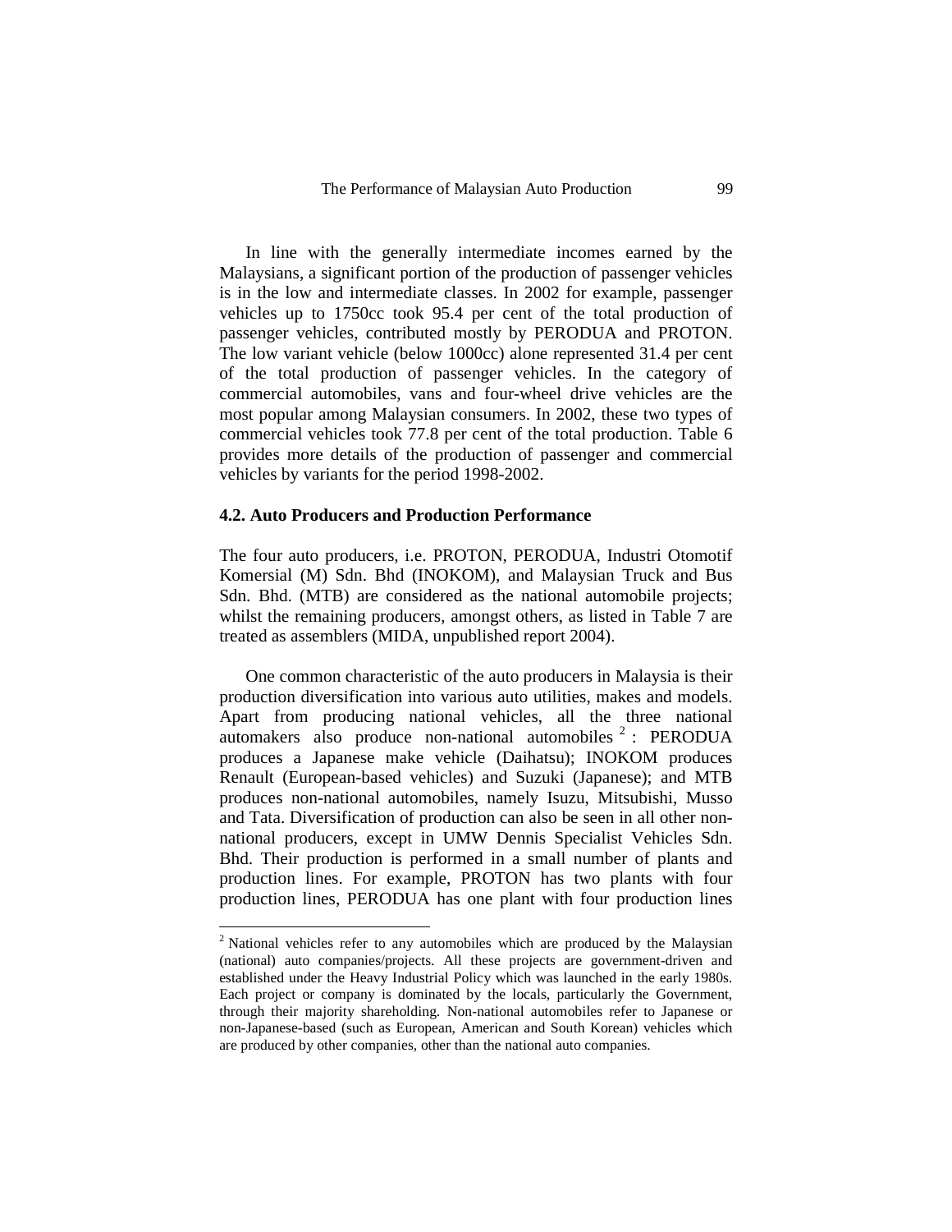In line with the generally intermediate incomes earned by the Malaysians, a significant portion of the production of passenger vehicles is in the low and intermediate classes. In 2002 for example, passenger vehicles up to 1750cc took 95.4 per cent of the total production of passenger vehicles, contributed mostly by PERODUA and PROTON. The low variant vehicle (below 1000cc) alone represented 31.4 per cent of the total production of passenger vehicles. In the category of commercial automobiles, vans and four-wheel drive vehicles are the most popular among Malaysian consumers. In 2002, these two types of commercial vehicles took 77.8 per cent of the total production. Table 6 provides more details of the production of passenger and commercial vehicles by variants for the period 1998-2002.

### 4.2. Auto Producers and Production Performance

The four auto producers, i.e. PROTON, PERODUA, Industri Otomotif Komersial (M) Sdn. Bhd (INOKOM), and Malaysian Truck and Bus Sdn. Bhd. (MTB) are considered as the national automobile projects; whilst the remaining producers, amongst others, as listed in Table 7 are treated as assemblers (MIDA, unpublished report 2004).

One common characteristic of the auto producers in Malaysia is their production diversification into various auto utilities, makes and models. Apart from producing national vehicles, all the three national automakers also produce non-national automobiles [2]: PERODUA produces a Japanese make vehicle (Daihatsu); INOKOM produces Renault (European-based vehicles) and Suzuki (Japanese); and MTB produces non-national automobiles, namely Isuzu, Mitsubishi, Musso and Tata. Diversification of production can also be seen in all other non-national producers, except in UMW Dennis Specialist Vehicles Sdn. Bhd. Their production is performed in a small number of plants and production lines. For example, PROTON has two plants with four production lines, PERODUA has one plant with four production lines

[2] National vehicles refer to any automobiles which are produced by the Malaysian (national) auto companies/projects. All these projects are government-driven and established under the Heavy Industrial Policy which was launched in the early 1980s. Each project or company is dominated by the locals, particularly the Government, through their majority shareholding. Non-national automobiles refer to Japanese or non-Japanese-based (such as European, American and South Korean) vehicles which are produced by other companies, other than the national auto companies.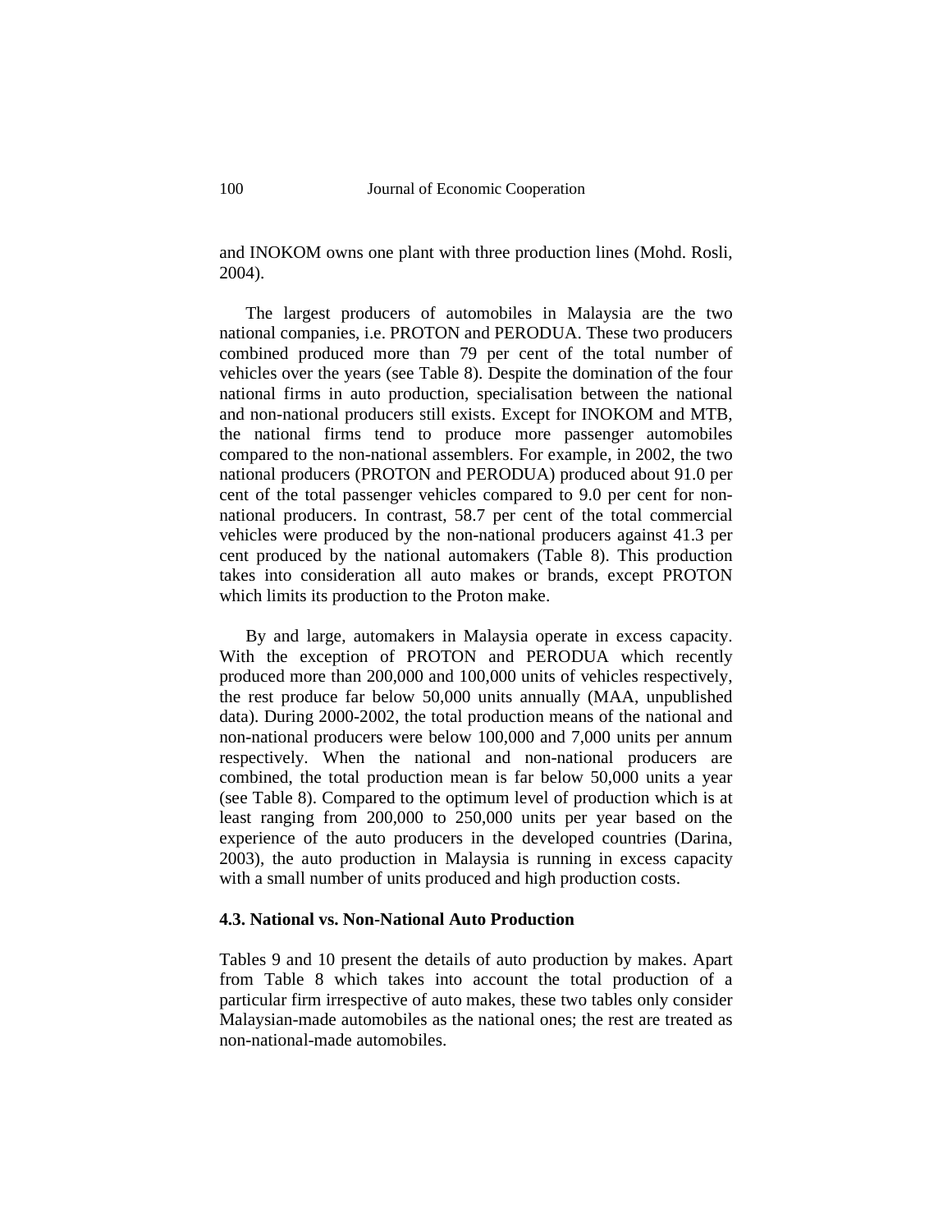and INOKOM owns one plant with three production lines (Mohd. Rosli, 2004).

The largest producers of automobiles in Malaysia are the two national companies, i.e. PROTON and PERODUA. These two producers combined produced more than 79 per cent of the total number of vehicles over the years (see Table 8). Despite the domination of the four national firms in auto production, specialisation between the national and non-national producers still exists. Except for INOKOM and MTB, the national firms tend to produce more passenger automobiles compared to the non-national assemblers. For example, in 2002, the two national producers (PROTON and PERODUA) produced about 91.0 per cent of the total passenger vehicles compared to 9.0 per cent for non-national producers. In contrast, 58.7 per cent of the total commercial vehicles were produced by the non-national producers against 41.3 per cent produced by the national automakers (Table 8). This production takes into consideration all auto makes or brands, except PROTON which limits its production to the Proton make.

By and large, automakers in Malaysia operate in excess capacity. With the exception of PROTON and PERODUA which recently produced more than 200,000 and 100,000 units of vehicles respectively, the rest produce far below 50,000 units annually (MAA, unpublished data). During 2000-2002, the total production means of the national and non-national producers were below 100,000 and 7,000 units per annum respectively. When the national and non-national producers are combined, the total production mean is far below 50,000 units a year (see Table 8). Compared to the optimum level of production which is at least ranging from 200,000 to 250,000 units per year based on the experience of the auto producers in the developed countries (Darina, 2003), the auto production in Malaysia is running in excess capacity with a small number of units produced and high production costs.

### 4.3. National vs. Non-National Auto Production

Tables 9 and 10 present the details of auto production by makes. Apart from Table 8 which takes into account the total production of a particular firm irrespective of auto makes, these two tables only consider Malaysian-made automobiles as the national ones; the rest are treated as non-national-made automobiles.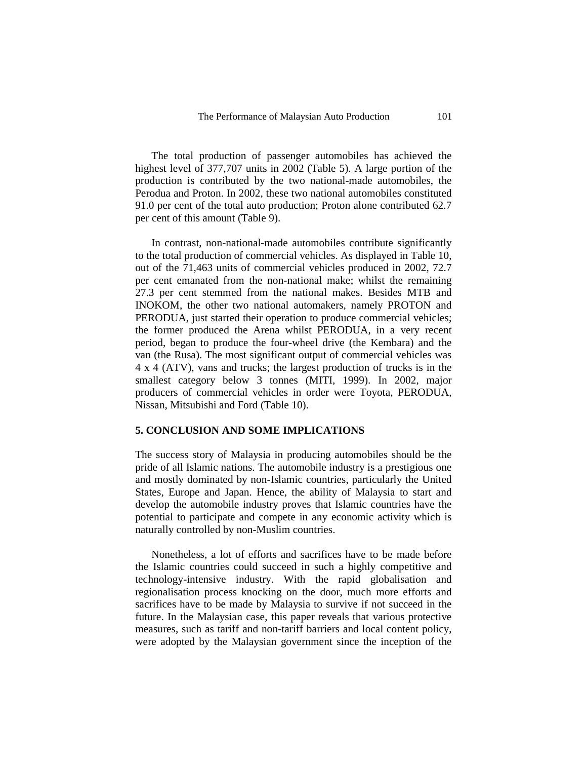The total production of passenger automobiles has achieved the highest level of 377,707 units in 2002 (Table 5). A large portion of the production is contributed by the two national-made automobiles, the Perodua and Proton. In 2002, these two national automobiles constituted 91.0 per cent of the total auto production; Proton alone contributed 62.7 per cent of this amount (Table 9).

In contrast, non-national-made automobiles contribute significantly to the total production of commercial vehicles. As displayed in Table 10, out of the 71,463 units of commercial vehicles produced in 2002, 72.7 per cent emanated from the non-national make; whilst the remaining 27.3 per cent stemmed from the national makes. Besides MTB and INOKOM, the other two national automakers, namely PROTON and PERODUA, just started their operation to produce commercial vehicles; the former produced the Arena whilst PERODUA, in a very recent period, began to produce the four-wheel drive (the Kembara) and the van (the Rusa). The most significant output of commercial vehicles was 4 x 4 (ATV), vans and trucks; the largest production of trucks is in the smallest category below 3 tonnes (MITI, 1999). In 2002, major producers of commercial vehicles in order were Toyota, PERODUA, Nissan, Mitsubishi and Ford (Table 10).

## 5. CONCLUSION AND SOME IMPLICATIONS

The success story of Malaysia in producing automobiles should be the pride of all Islamic nations. The automobile industry is a prestigious one and mostly dominated by non-Islamic countries, particularly the United States, Europe and Japan. Hence, the ability of Malaysia to start and develop the automobile industry proves that Islamic countries have the potential to participate and compete in any economic activity which is naturally controlled by non-Muslim countries.

Nonetheless, a lot of efforts and sacrifices have to be made before the Islamic countries could succeed in such a highly competitive and technology-intensive industry. With the rapid globalisation and regionalisation process knocking on the door, much more efforts and sacrifices have to be made by Malaysia to survive if not succeed in the future. In the Malaysian case, this paper reveals that various protective measures, such as tariff and non-tariff barriers and local content policy, were adopted by the Malaysian government since the inception of the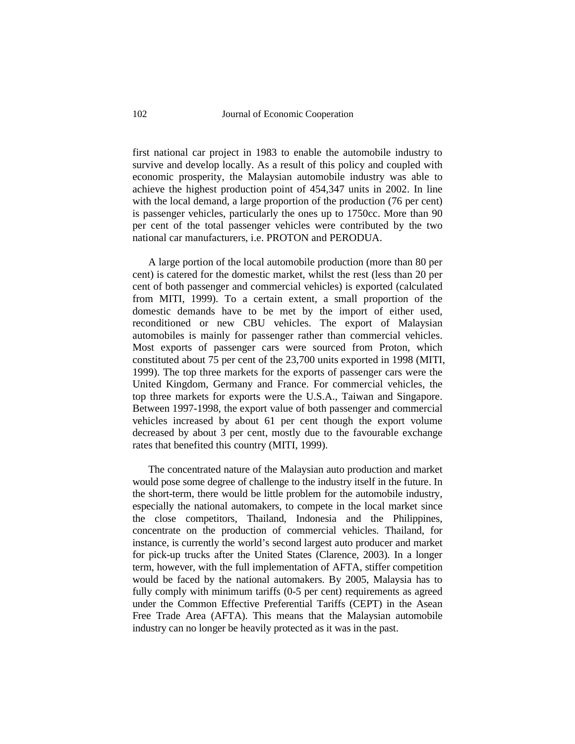first national car project in 1983 to enable the automobile industry to survive and develop locally. As a result of this policy and coupled with economic prosperity, the Malaysian automobile industry was able to achieve the highest production point of 454,347 units in 2002. In line with the local demand, a large proportion of the production (76 per cent) is passenger vehicles, particularly the ones up to 1750cc. More than 90 per cent of the total passenger vehicles were contributed by the two national car manufacturers, i.e. PROTON and PERODUA.

A large portion of the local automobile production (more than 80 per cent) is catered for the domestic market, whilst the rest (less than 20 per cent of both passenger and commercial vehicles) is exported (calculated from MITI, 1999). To a certain extent, a small proportion of the domestic demands have to be met by the import of either used, reconditioned or new CBU vehicles. The export of Malaysian automobiles is mainly for passenger rather than commercial vehicles. Most exports of passenger cars were sourced from Proton, which constituted about 75 per cent of the 23,700 units exported in 1998 (MITI, 1999). The top three markets for the exports of passenger cars were the United Kingdom, Germany and France. For commercial vehicles, the top three markets for exports were the U.S.A., Taiwan and Singapore. Between 1997-1998, the export value of both passenger and commercial vehicles increased by about 61 per cent though the export volume decreased by about 3 per cent, mostly due to the favourable exchange rates that benefited this country (MITI, 1999).

The concentrated nature of the Malaysian auto production and market would pose some degree of challenge to the industry itself in the future. In the short-term, there would be little problem for the automobile industry, especially the national automakers, to compete in the local market since the close competitors, Thailand, Indonesia and the Philippines, concentrate on the production of commercial vehicles. Thailand, for instance, is currently the world's second largest auto producer and market for pick-up trucks after the United States (Clarence, 2003). In a longer term, however, with the full implementation of AFTA, stiffer competition would be faced by the national automakers. By 2005, Malaysia has to fully comply with minimum tariffs (0-5 per cent) requirements as agreed under the Common Effective Preferential Tariffs (CEPT) in the Asean Free Trade Area (AFTA). This means that the Malaysian automobile industry can no longer be heavily protected as it was in the past.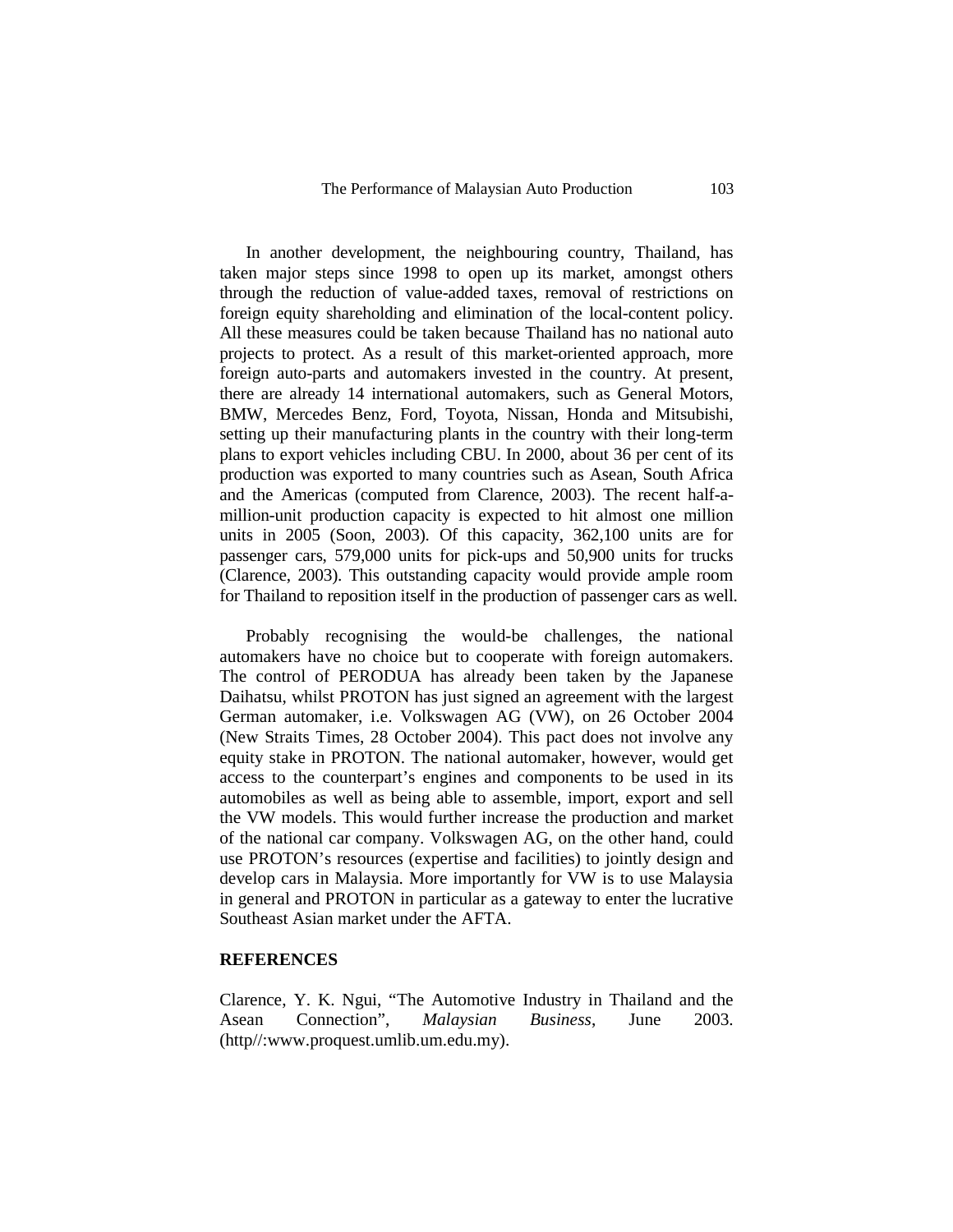In another development, the neighbouring country, Thailand, has taken major steps since 1998 to open up its market, amongst others through the reduction of value-added taxes, removal of restrictions on foreign equity shareholding and elimination of the local-content policy. All these measures could be taken because Thailand has no national auto projects to protect. As a result of this market-oriented approach, more foreign auto-parts and automakers invested in the country. At present, there are already 14 international automakers, such as General Motors, BMW, Mercedes Benz, Ford, Toyota, Nissan, Honda and Mitsubishi, setting up their manufacturing plants in the country with their long-term plans to export vehicles including CBU. In 2000, about 36 per cent of its production was exported to many countries such as Asean, South Africa and the Americas (computed from Clarence, 2003). The recent half-a-million-unit production capacity is expected to hit almost one million units in 2005 (Soon, 2003). Of this capacity, 362,100 units are for passenger cars, 579,000 units for pick-ups and 50,900 units for trucks (Clarence, 2003). This outstanding capacity would provide ample room for Thailand to reposition itself in the production of passenger cars as well.

Probably recognising the would-be challenges, the national automakers have no choice but to cooperate with foreign automakers. The control of PERODUA has already been taken by the Japanese Daihatsu, whilst PROTON has just signed an agreement with the largest German automaker, i.e. Volkswagen AG (VW), on 26 October 2004 (New Straits Times, 28 October 2004). This pact does not involve any equity stake in PROTON. The national automaker, however, would get access to the counterpart's engines and components to be used in its automobiles as well as being able to assemble, import, export and sell the VW models. This would further increase the production and market of the national car company. Volkswagen AG, on the other hand, could use PROTON's resources (expertise and facilities) to jointly design and develop cars in Malaysia. More importantly for VW is to use Malaysia in general and PROTON in particular as a gateway to enter the lucrative Southeast Asian market under the AFTA.

## REFERENCES

Clarence, Y. K. Ngui, "The Automotive Industry in Thailand and the Asean Connection", *Malaysian Business*, June 2003. (http//:www.proquest.umlib.um.edu.my).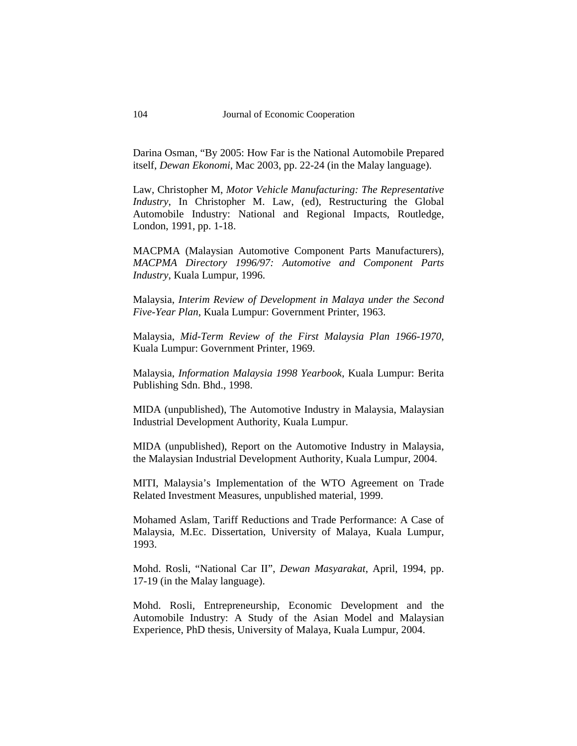Darina Osman, “By 2005: How Far is the National Automobile Prepared itself, *Dewan Ekonomi*, Mac 2003, pp. 22-24 (in the Malay language).

Law, Christopher M, *Motor Vehicle Manufacturing: The Representative Industry*, In Christopher M. Law, (ed), Restructuring the Global Automobile Industry: National and Regional Impacts, Routledge, London, 1991, pp. 1-18.

MACPMA (Malaysian Automotive Component Parts Manufacturers), *MACPMA Directory 1996/97: Automotive and Component Parts Industry*, Kuala Lumpur, 1996.

Malaysia, *Interim Review of Development in Malaya under the Second Five-Year Plan*, Kuala Lumpur: Government Printer, 1963.

Malaysia, *Mid-Term Review of the First Malaysia Plan 1966-1970*, Kuala Lumpur: Government Printer, 1969.

Malaysia, *Information Malaysia 1998 Yearbook*, Kuala Lumpur: Berita Publishing Sdn. Bhd., 1998.

MIDA (unpublished), The Automotive Industry in Malaysia, Malaysian Industrial Development Authority, Kuala Lumpur.

MIDA (unpublished), Report on the Automotive Industry in Malaysia, the Malaysian Industrial Development Authority, Kuala Lumpur, 2004.

MITI, Malaysia’s Implementation of the WTO Agreement on Trade Related Investment Measures, unpublished material, 1999.

Mohamed Aslam, Tariff Reductions and Trade Performance: A Case of Malaysia, M.Ec. Dissertation, University of Malaya, Kuala Lumpur, 1993.

Mohd. Rosli, “National Car II”, *Dewan Masyarakat*, April, 1994, pp. 17-19 (in the Malay language).

Mohd. Rosli, Entrepreneurship, Economic Development and the Automobile Industry: A Study of the Asian Model and Malaysian Experience, PhD thesis, University of Malaya, Kuala Lumpur, 2004.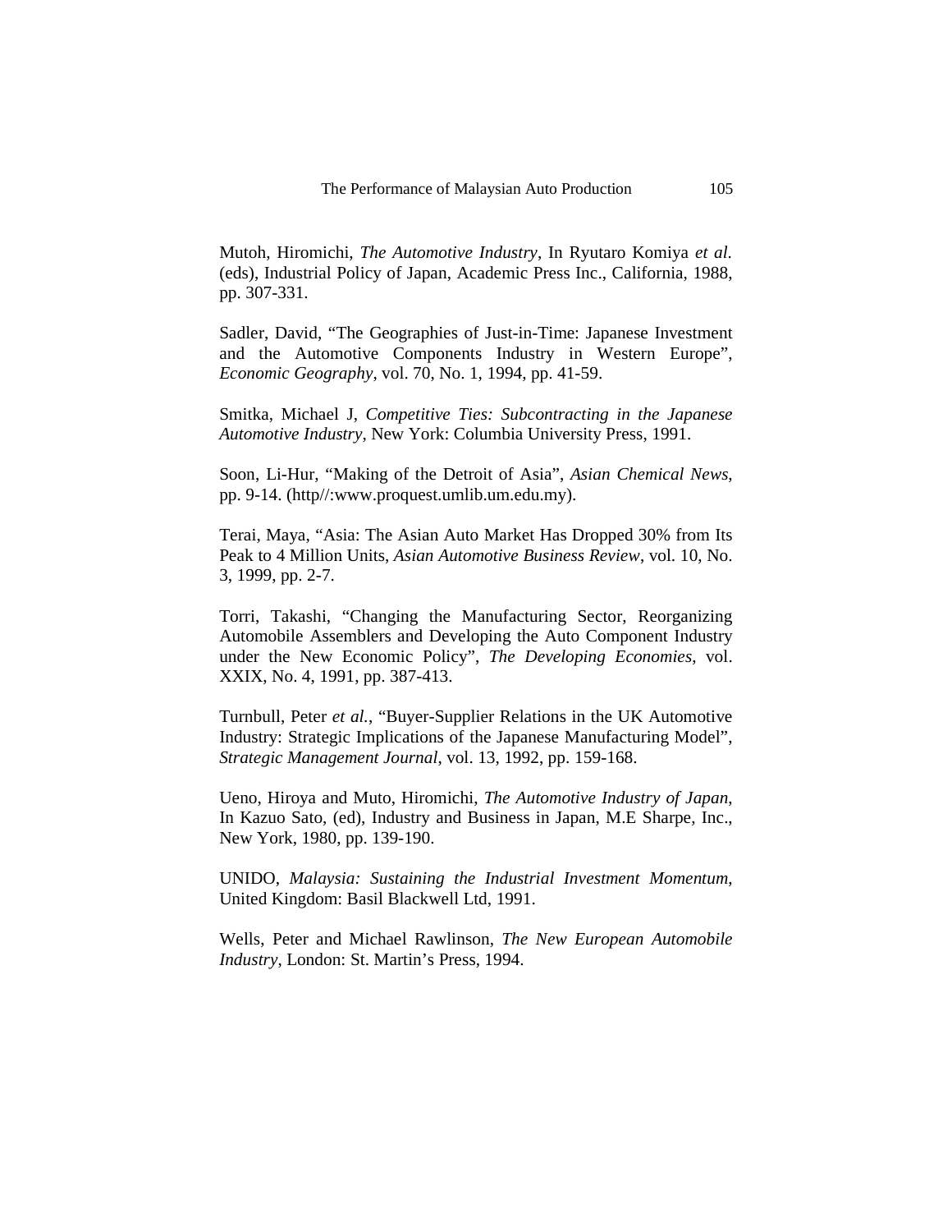Mutoh, Hiromichi, *The Automotive Industry*, In Ryutaro Komiya *et al.* (eds), Industrial Policy of Japan, Academic Press Inc., California, 1988, pp. 307-331.

Sadler, David, "The Geographies of Just-in-Time: Japanese Investment and the Automotive Components Industry in Western Europe", *Economic Geography*, vol. 70, No. 1, 1994, pp. 41-59.

Smitka, Michael J, *Competitive Ties: Subcontracting in the Japanese Automotive Industry*, New York: Columbia University Press, 1991.

Soon, Li-Hur, "Making of the Detroit of Asia", *Asian Chemical News*, pp. 9-14. (http//:www.proquest.umlib.um.edu.my).

Terai, Maya, "Asia: The Asian Auto Market Has Dropped 30% from Its Peak to 4 Million Units, *Asian Automotive Business Review*, vol. 10, No. 3, 1999, pp. 2-7.

Torri, Takashi, "Changing the Manufacturing Sector, Reorganizing Automobile Assemblers and Developing the Auto Component Industry under the New Economic Policy", *The Developing Economies*, vol. XXIX, No. 4, 1991, pp. 387-413.

Turnbull, Peter *et al.*, "Buyer-Supplier Relations in the UK Automotive Industry: Strategic Implications of the Japanese Manufacturing Model", *Strategic Management Journal*, vol. 13, 1992, pp. 159-168.

Ueno, Hiroya and Muto, Hiromichi, *The Automotive Industry of Japan*, In Kazuo Sato, (ed), Industry and Business in Japan, M.E Sharpe, Inc., New York, 1980, pp. 139-190.

UNIDO, *Malaysia: Sustaining the Industrial Investment Momentum*, United Kingdom: Basil Blackwell Ltd, 1991.

Wells, Peter and Michael Rawlinson, *The New European Automobile Industry*, London: St. Martin's Press, 1994.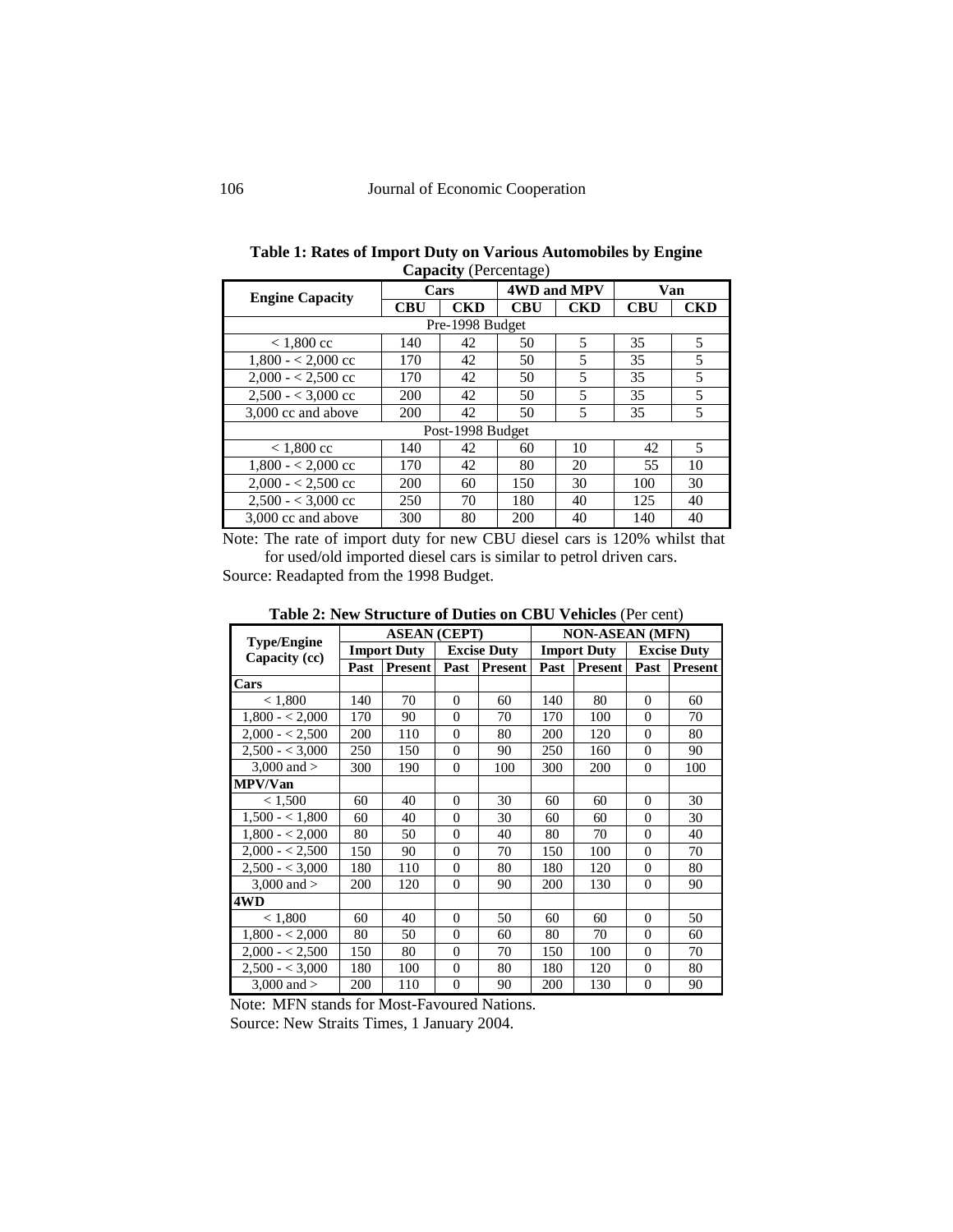**Table 1: Rates of Import Duty on Various Automobiles by Engine Capacity** (Percentage)

| Engine Capacity | Cars | | 4WD and MPV | | Van | |
|---|---|---|---|---|---|---|
| | CBU | CKD | CBU | CKD | CBU | CKD |
| Pre-1998 Budget | | | | | | |
| < 1,800 cc | 140 | 42 | 50 | 5 | 35 | 5 |
| 1,800 - < 2,000 cc | 170 | 42 | 50 | 5 | 35 | 5 |
| 2,000 - < 2,500 cc | 170 | 42 | 50 | 5 | 35 | 5 |
| 2,500 - < 3,000 cc | 200 | 42 | 50 | 5 | 35 | 5 |
| 3,000 cc and above | 200 | 42 | 50 | 5 | 35 | 5 |
| Post-1998 Budget | | | | | | |
| < 1,800 cc | 140 | 42 | 60 | 10 | 42 | 5 |
| 1,800 - < 2,000 cc | 170 | 42 | 80 | 20 | 55 | 10 |
| 2,000 - < 2,500 cc | 200 | 60 | 150 | 30 | 100 | 30 |
| 2,500 - < 3,000 cc | 250 | 70 | 180 | 40 | 125 | 40 |
| 3,000 cc and above | 300 | 80 | 200 | 40 | 140 | 40 |

Note: The rate of import duty for new CBU diesel cars is 120% whilst that for used/old imported diesel cars is similar to petrol driven cars.

Source: Readapted from the 1998 Budget.

**Table 2: New Structure of Duties on CBU Vehicles** (Per cent)

| Type/Engine Capacity (cc) | ASEAN (CEPT) | | | | NON-ASEAN (MFN) | | | |
|---|---|---|---|---|---|---|---|---|
| | Import Duty | | Excise Duty | | Import Duty | | Excise Duty | |
| | Past | Present | Past | Present | Past | Present | Past | Present |
| **Cars** | | | | | | | | |
| < 1,800 | 140 | 70 | 0 | 60 | 140 | 80 | 0 | 60 |
| 1,800 - < 2,000 | 170 | 90 | 0 | 70 | 170 | 100 | 0 | 70 |
| 2,000 - < 2,500 | 200 | 110 | 0 | 80 | 200 | 120 | 0 | 80 |
| 2,500 - < 3,000 | 250 | 150 | 0 | 90 | 250 | 160 | 0 | 90 |
| 3,000 and > | 300 | 190 | 0 | 100 | 300 | 200 | 0 | 100 |
| **MPV/Van** | | | | | | | | |
| < 1,500 | 60 | 40 | 0 | 30 | 60 | 60 | 0 | 30 |
| 1,500 - < 1,800 | 60 | 40 | 0 | 30 | 60 | 60 | 0 | 30 |
| 1,800 - < 2,000 | 80 | 50 | 0 | 40 | 80 | 70 | 0 | 40 |
| 2,000 - < 2,500 | 150 | 90 | 0 | 70 | 150 | 100 | 0 | 70 |
| 2,500 - < 3,000 | 180 | 110 | 0 | 80 | 180 | 120 | 0 | 80 |
| 3,000 and > | 200 | 120 | 0 | 90 | 200 | 130 | 0 | 90 |
| **4WD** | | | | | | | | |
| < 1,800 | 60 | 40 | 0 | 50 | 60 | 60 | 0 | 50 |
| 1,800 - < 2,000 | 80 | 50 | 0 | 60 | 80 | 70 | 0 | 60 |
| 2,000 - < 2,500 | 150 | 80 | 0 | 70 | 150 | 100 | 0 | 70 |
| 2,500 - < 3,000 | 180 | 100 | 0 | 80 | 180 | 120 | 0 | 80 |
| 3,000 and > | 200 | 110 | 0 | 90 | 200 | 130 | 0 | 90 |

Note: MFN stands for Most-Favoured Nations.

Source: New Straits Times, 1 January 2004.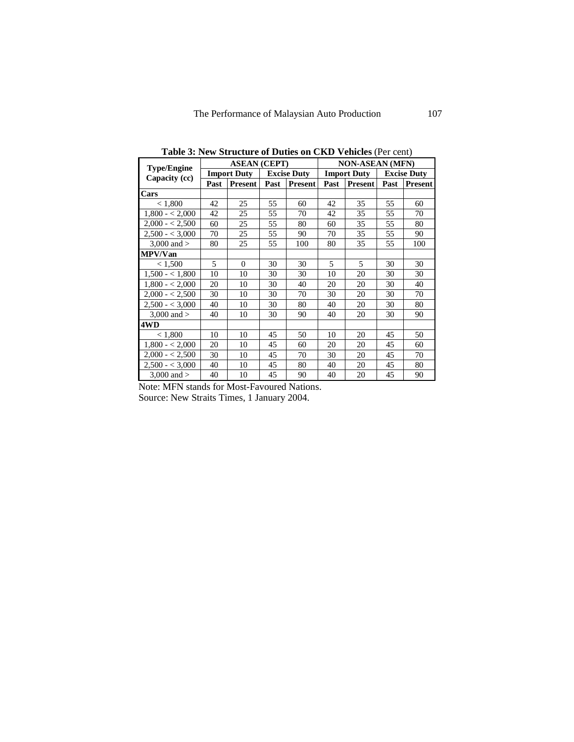**Table 3: New Structure of Duties on CKD Vehicles** (Per cent)

| Type/Engine Capacity (cc) | ASEAN (CEPT) | | | | NON-ASEAN (MFN) | | | |
|---|---|---|---|---|---|---|---|---|
| | Import Duty | | Excise Duty | | Import Duty | | Excise Duty | |
| | Past | Present | Past | Present | Past | Present | Past | Present |
| **Cars** | | | | | | | | |
| < 1,800 | 42 | 25 | 55 | 60 | 42 | 35 | 55 | 60 |
| 1,800 - < 2,000 | 42 | 25 | 55 | 70 | 42 | 35 | 55 | 70 |
| 2,000 - < 2,500 | 60 | 25 | 55 | 80 | 60 | 35 | 55 | 80 |
| 2,500 - < 3,000 | 70 | 25 | 55 | 90 | 70 | 35 | 55 | 90 |
| 3,000 and > | 80 | 25 | 55 | 100 | 80 | 35 | 55 | 100 |
| **MPV/Van** | | | | | | | | |
| < 1,500 | 5 | 0 | 30 | 30 | 5 | 5 | 30 | 30 |
| 1,500 - < 1,800 | 10 | 10 | 30 | 30 | 10 | 20 | 30 | 30 |
| 1,800 - < 2,000 | 20 | 10 | 30 | 40 | 20 | 20 | 30 | 40 |
| 2,000 - < 2,500 | 30 | 10 | 30 | 70 | 30 | 20 | 30 | 70 |
| 2,500 - < 3,000 | 40 | 10 | 30 | 80 | 40 | 20 | 30 | 80 |
| 3,000 and > | 40 | 10 | 30 | 90 | 40 | 20 | 30 | 90 |
| **4WD** | | | | | | | | |
| < 1,800 | 10 | 10 | 45 | 50 | 10 | 20 | 45 | 50 |
| 1,800 - < 2,000 | 20 | 10 | 45 | 60 | 20 | 20 | 45 | 60 |
| 2,000 - < 2,500 | 30 | 10 | 45 | 70 | 30 | 20 | 45 | 70 |
| 2,500 - < 3,000 | 40 | 10 | 45 | 80 | 40 | 20 | 45 | 80 |
| 3,000 and > | 40 | 10 | 45 | 90 | 40 | 20 | 45 | 90 |

Note: MFN stands for Most-Favoured Nations.
Source: New Straits Times, 1 January 2004.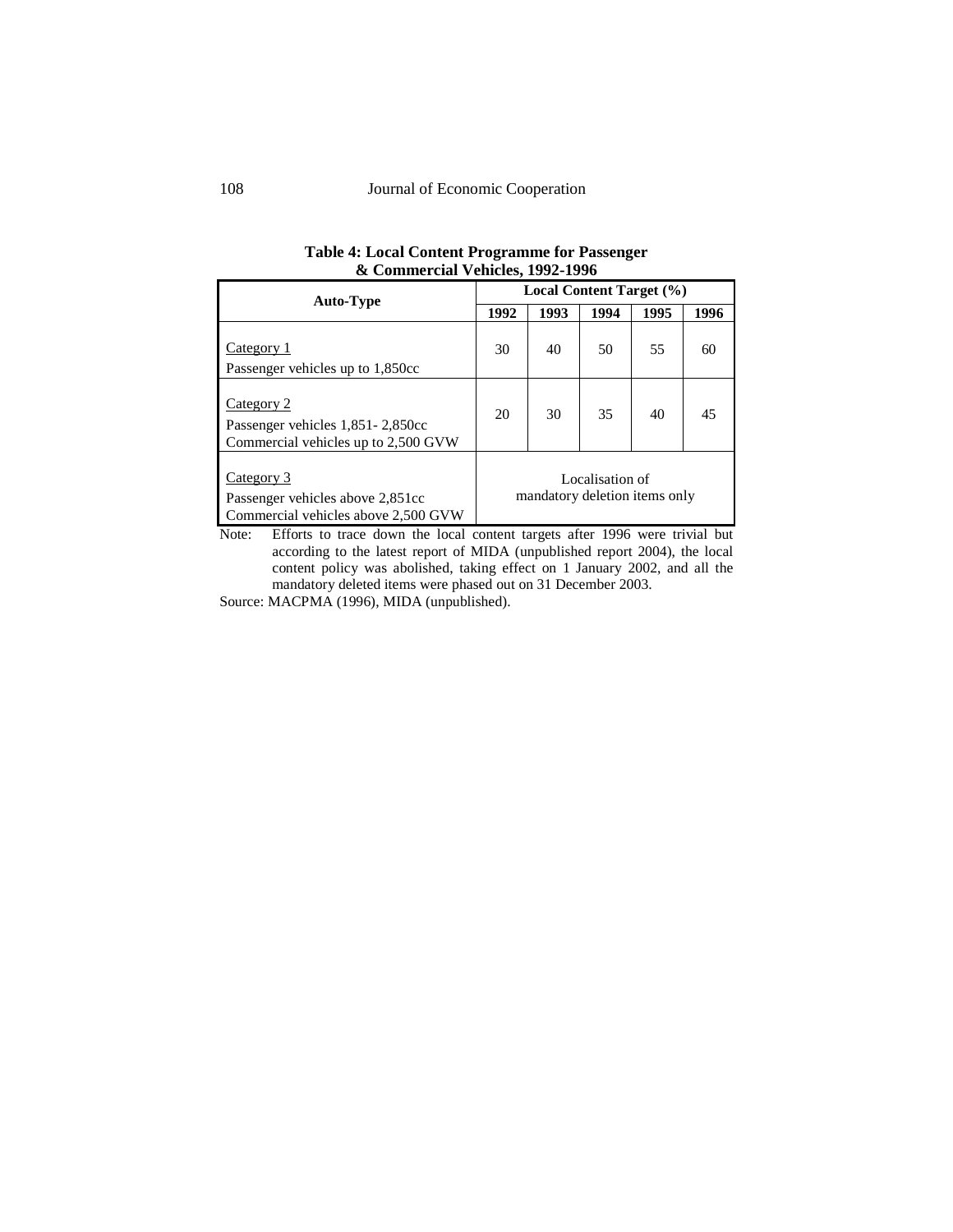**Table 4: Local Content Programme for Passenger & Commercial Vehicles, 1992-1996**

| Auto-Type | Local Content Target (%) | | | | |
|---|---|---|---|---|---|
| | 1992 | 1993 | 1994 | 1995 | 1996 |
| Category 1<br>Passenger vehicles up to 1,850cc | 30 | 40 | 50 | 55 | 60 |
| Category 2<br>Passenger vehicles 1,851- 2,850cc<br>Commercial vehicles up to 2,500 GVW | 20 | 30 | 35 | 40 | 45 |
| Category 3<br>Passenger vehicles above 2,851cc<br>Commercial vehicles above 2,500 GVW | Localisation of mandatory deletion items only | | | | |

Note: Efforts to trace down the local content targets after 1996 were trivial but according to the latest report of MIDA (unpublished report 2004), the local content policy was abolished, taking effect on 1 January 2002, and all the mandatory deleted items were phased out on 31 December 2003.

Source: MACPMA (1996), MIDA (unpublished).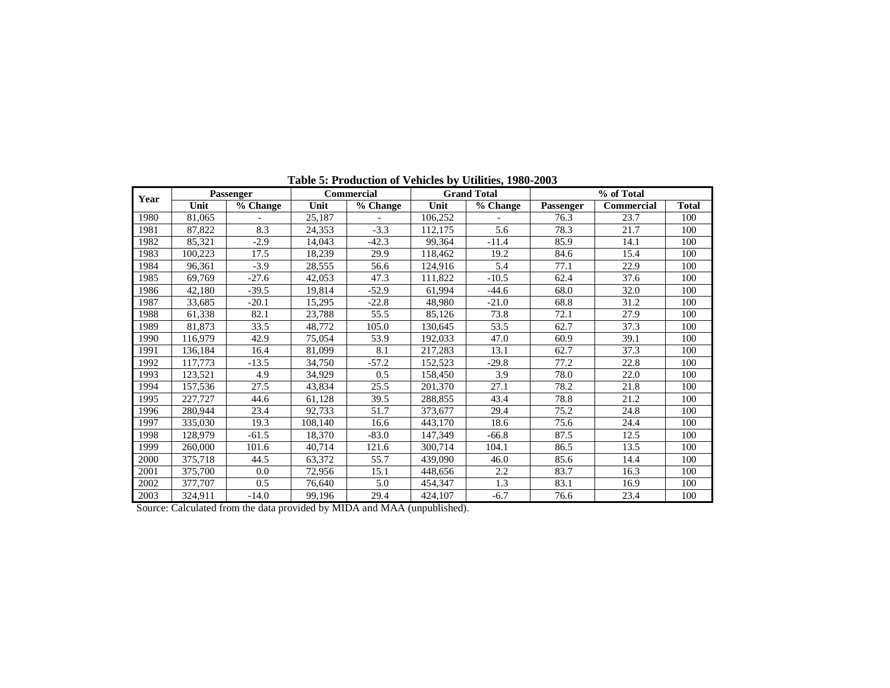**Table 5: Production of Vehicles by Utilities, 1980-2003**

| Year | Passenger | | Commercial | | Grand Total | | % of Total | | |
|---|---|---|---|---|---|---|---|---|---|
| | Unit | % Change | Unit | % Change | Unit | % Change | Passenger | Commercial | Total |
| 1980 | 81,065 | - | 25,187 | - | 106,252 | - | 76.3 | 23.7 | 100 |
| 1981 | 87,822 | 8.3 | 24,353 | -3.3 | 112,175 | 5.6 | 78.3 | 21.7 | 100 |
| 1982 | 85,321 | -2.9 | 14,043 | -42.3 | 99,364 | -11.4 | 85.9 | 14.1 | 100 |
| 1983 | 100,223 | 17.5 | 18,239 | 29.9 | 118,462 | 19.2 | 84.6 | 15.4 | 100 |
| 1984 | 96,361 | -3.9 | 28,555 | 56.6 | 124,916 | 5.4 | 77.1 | 22.9 | 100 |
| 1985 | 69,769 | -27.6 | 42,053 | 47.3 | 111,822 | -10.5 | 62.4 | 37.6 | 100 |
| 1986 | 42,180 | -39.5 | 19,814 | -52.9 | 61,994 | -44.6 | 68.0 | 32.0 | 100 |
| 1987 | 33,685 | -20.1 | 15,295 | -22.8 | 48,980 | -21.0 | 68.8 | 31.2 | 100 |
| 1988 | 61,338 | 82.1 | 23,788 | 55.5 | 85,126 | 73.8 | 72.1 | 27.9 | 100 |
| 1989 | 81,873 | 33.5 | 48,772 | 105.0 | 130,645 | 53.5 | 62.7 | 37.3 | 100 |
| 1990 | 116,979 | 42.9 | 75,054 | 53.9 | 192,033 | 47.0 | 60.9 | 39.1 | 100 |
| 1991 | 136,184 | 16.4 | 81,099 | 8.1 | 217,283 | 13.1 | 62.7 | 37.3 | 100 |
| 1992 | 117,773 | -13.5 | 34,750 | -57.2 | 152,523 | -29.8 | 77.2 | 22.8 | 100 |
| 1993 | 123,521 | 4.9 | 34,929 | 0.5 | 158,450 | 3.9 | 78.0 | 22.0 | 100 |
| 1994 | 157,536 | 27.5 | 43,834 | 25.5 | 201,370 | 27.1 | 78.2 | 21.8 | 100 |
| 1995 | 227,727 | 44.6 | 61,128 | 39.5 | 288,855 | 43.4 | 78.8 | 21.2 | 100 |
| 1996 | 280,944 | 23.4 | 92,733 | 51.7 | 373,677 | 29.4 | 75.2 | 24.8 | 100 |
| 1997 | 335,030 | 19.3 | 108,140 | 16.6 | 443,170 | 18.6 | 75.6 | 24.4 | 100 |
| 1998 | 128,979 | -61.5 | 18,370 | -83.0 | 147,349 | -66.8 | 87.5 | 12.5 | 100 |
| 1999 | 260,000 | 101.6 | 40,714 | 121.6 | 300,714 | 104.1 | 86.5 | 13.5 | 100 |
| 2000 | 375,718 | 44.5 | 63,372 | 55.7 | 439,090 | 46.0 | 85.6 | 14.4 | 100 |
| 2001 | 375,700 | 0.0 | 72,956 | 15.1 | 448,656 | 2.2 | 83.7 | 16.3 | 100 |
| 2002 | 377,707 | 0.5 | 76,640 | 5.0 | 454,347 | 1.3 | 83.1 | 16.9 | 100 |
| 2003 | 324,911 | -14.0 | 99,196 | 29.4 | 424,107 | -6.7 | 76.6 | 23.4 | 100 |

Source: Calculated from the data provided by MIDA and MAA (unpublished).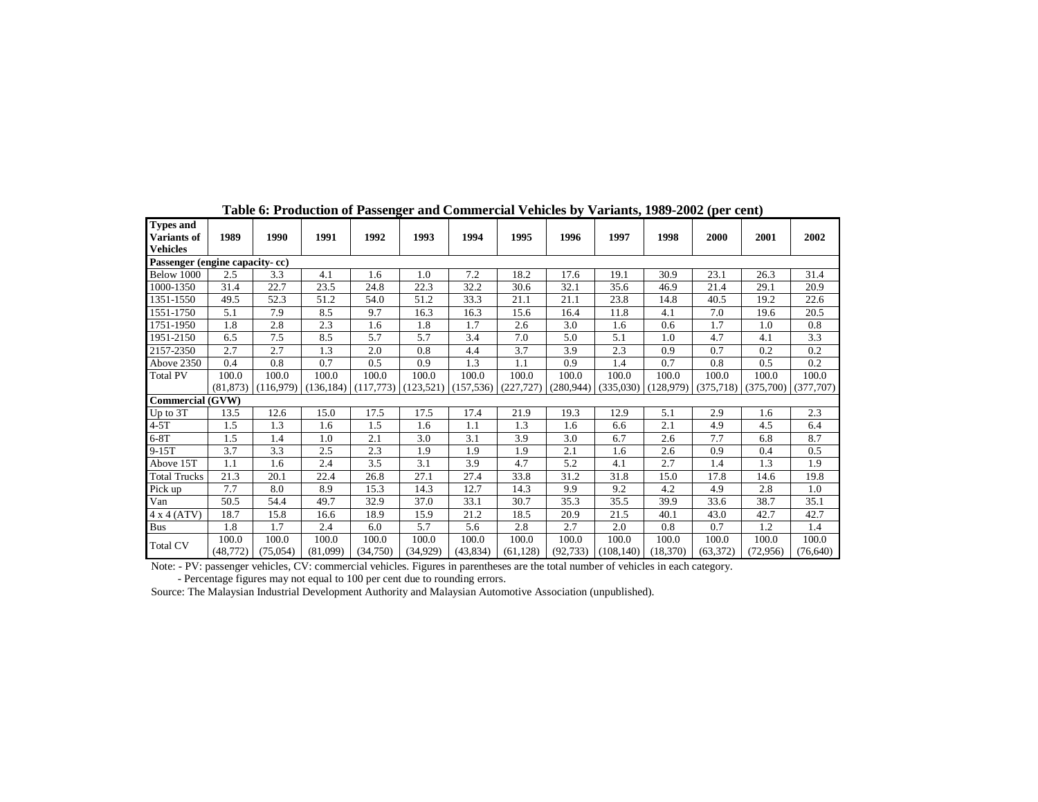**Table 6: Production of Passenger and Commercial Vehicles by Variants, 1989-2002 (per cent)**

| Types and Variants of Vehicles | 1989 | 1990 | 1991 | 1992 | 1993 | 1994 | 1995 | 1996 | 1997 | 1998 | 2000 | 2001 | 2002 |
|---|---|---|---|---|---|---|---|---|---|---|---|---|---|
| **Passenger (engine capacity- cc)** | | | | | | | | | | | | | |
| Below 1000 | 2.5 | 3.3 | 4.1 | 1.6 | 1.0 | 7.2 | 18.2 | 17.6 | 19.1 | 30.9 | 23.1 | 26.3 | 31.4 |
| 1000-1350 | 31.4 | 22.7 | 23.5 | 24.8 | 22.3 | 32.2 | 30.6 | 32.1 | 35.6 | 46.9 | 21.4 | 29.1 | 20.9 |
| 1351-1550 | 49.5 | 52.3 | 51.2 | 54.0 | 51.2 | 33.3 | 21.1 | 21.1 | 23.8 | 14.8 | 40.5 | 19.2 | 22.6 |
| 1551-1750 | 5.1 | 7.9 | 8.5 | 9.7 | 16.3 | 16.3 | 15.6 | 16.4 | 11.8 | 4.1 | 7.0 | 19.6 | 20.5 |
| 1751-1950 | 1.8 | 2.8 | 2.3 | 1.6 | 1.8 | 1.7 | 2.6 | 3.0 | 1.6 | 0.6 | 1.7 | 1.0 | 0.8 |
| 1951-2150 | 6.5 | 7.5 | 8.5 | 5.7 | 5.7 | 3.4 | 7.0 | 5.0 | 5.1 | 1.0 | 4.7 | 4.1 | 3.3 |
| 2157-2350 | 2.7 | 2.7 | 1.3 | 2.0 | 0.8 | 4.4 | 3.7 | 3.9 | 2.3 | 0.9 | 0.7 | 0.2 | 0.2 |
| Above 2350 | 0.4 | 0.8 | 0.7 | 0.5 | 0.9 | 1.3 | 1.1 | 0.9 | 1.4 | 0.7 | 0.8 | 0.5 | 0.2 |
| Total PV | 100.0 (81,873) | 100.0 (116,979) | 100.0 (136,184) | 100.0 (117,773) | 100.0 (123,521) | 100.0 (157,536) | 100.0 (227,727) | 100.0 (280,944) | 100.0 (335,030) | 100.0 (128,979) | 100.0 (375,718) | 100.0 (375,700) | 100.0 (377,707) |
| **Commercial (GVW)** | | | | | | | | | | | | | |
| Up to 3T | 13.5 | 12.6 | 15.0 | 17.5 | 17.5 | 17.4 | 21.9 | 19.3 | 12.9 | 5.1 | 2.9 | 1.6 | 2.3 |
| 4-5T | 1.5 | 1.3 | 1.6 | 1.5 | 1.6 | 1.1 | 1.3 | 1.6 | 6.6 | 2.1 | 4.9 | 4.5 | 6.4 |
| 6-8T | 1.5 | 1.4 | 1.0 | 2.1 | 3.0 | 3.1 | 3.9 | 3.0 | 6.7 | 2.6 | 7.7 | 6.8 | 8.7 |
| 9-15T | 3.7 | 3.3 | 2.5 | 2.3 | 1.9 | 1.9 | 1.9 | 2.1 | 1.6 | 2.6 | 0.9 | 0.4 | 0.5 |
| Above 15T | 1.1 | 1.6 | 2.4 | 3.5 | 3.1 | 3.9 | 4.7 | 5.2 | 4.1 | 2.7 | 1.4 | 1.3 | 1.9 |
| Total Trucks | 21.3 | 20.1 | 22.4 | 26.8 | 27.1 | 27.4 | 33.8 | 31.2 | 31.8 | 15.0 | 17.8 | 14.6 | 19.8 |
| Pick up | 7.7 | 8.0 | 8.9 | 15.3 | 14.3 | 12.7 | 14.3 | 9.9 | 9.2 | 4.2 | 4.9 | 2.8 | 1.0 |
| Van | 50.5 | 54.4 | 49.7 | 32.9 | 37.0 | 33.1 | 30.7 | 35.3 | 35.5 | 39.9 | 33.6 | 38.7 | 35.1 |
| 4 x 4 (ATV) | 18.7 | 15.8 | 16.6 | 18.9 | 15.9 | 21.2 | 18.5 | 20.9 | 21.5 | 40.1 | 43.0 | 42.7 | 42.7 |
| Bus | 1.8 | 1.7 | 2.4 | 6.0 | 5.7 | 5.6 | 2.8 | 2.7 | 2.0 | 0.8 | 0.7 | 1.2 | 1.4 |
| Total CV | 100.0 (48,772) | 100.0 (75,054) | 100.0 (81,099) | 100.0 (34,750) | 100.0 (34,929) | 100.0 (43,834) | 100.0 (61,128) | 100.0 (92,733) | 100.0 (108,140) | 100.0 (18,370) | 100.0 (63,372) | 100.0 (72,956) | 100.0 (76,640) |

Note: - PV: passenger vehicles, CV: commercial vehicles. Figures in parentheses are the total number of vehicles in each category.
- Percentage figures may not equal to 100 per cent due to rounding errors.

Source: The Malaysian Industrial Development Authority and Malaysian Automotive Association (unpublished).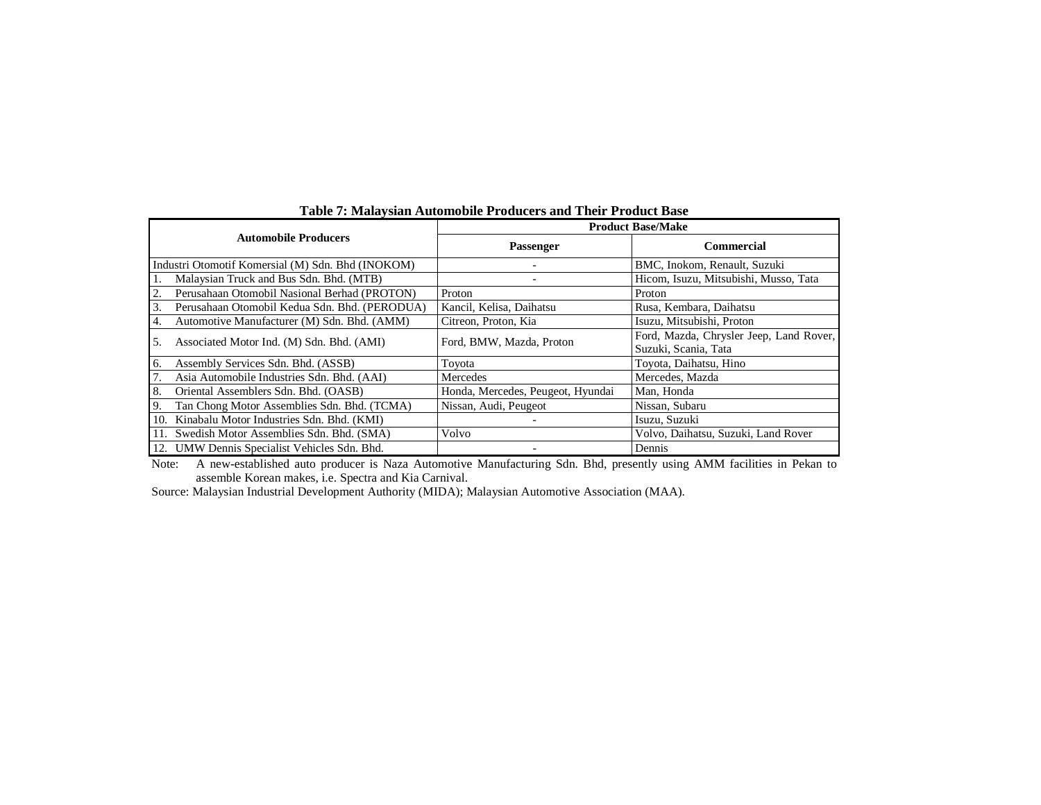**Table 7: Malaysian Automobile Producers and Their Product Base**

| Automobile Producers | Product Base/Make | |
|---|---|---|
| | Passenger | Commercial |
| Industri Otomotif Komersial (M) Sdn. Bhd (INOKOM) | - | BMC, Inokom, Renault, Suzuki |
| 1. Malaysian Truck and Bus Sdn. Bhd. (MTB) | - | Hicom, Isuzu, Mitsubishi, Musso, Tata |
| 2. Perusahaan Otomobil Nasional Berhad (PROTON) | Proton | Proton |
| 3. Perusahaan Otomobil Kedua Sdn. Bhd. (PERODUA) | Kancil, Kelisa, Daihatsu | Rusa, Kembara, Daihatsu |
| 4. Automotive Manufacturer (M) Sdn. Bhd. (AMM) | Citreon, Proton, Kia | Isuzu, Mitsubishi, Proton |
| 5. Associated Motor Ind. (M) Sdn. Bhd. (AMI) | Ford, BMW, Mazda, Proton | Ford, Mazda, Chrysler Jeep, Land Rover, Suzuki, Scania, Tata |
| 6. Assembly Services Sdn. Bhd. (ASSB) | Toyota | Toyota, Daihatsu, Hino |
| 7. Asia Automobile Industries Sdn. Bhd. (AAI) | Mercedes | Mercedes, Mazda |
| 8. Oriental Assemblers Sdn. Bhd. (OASB) | Honda, Mercedes, Peugeot, Hyundai | Man, Honda |
| 9. Tan Chong Motor Assemblies Sdn. Bhd. (TCMA) | Nissan, Audi, Peugeot | Nissan, Subaru |
| 10. Kinabalu Motor Industries Sdn. Bhd. (KMI) | - | Isuzu, Suzuki |
| 11. Swedish Motor Assemblies Sdn. Bhd. (SMA) | Volvo | Volvo, Daihatsu, Suzuki, Land Rover |
| 12. UMW Dennis Specialist Vehicles Sdn. Bhd. | - | Dennis |

Note: A new-established auto producer is Naza Automotive Manufacturing Sdn. Bhd, presently using AMM facilities in Pekan to assemble Korean makes, i.e. Spectra and Kia Carnival.

Source: Malaysian Industrial Development Authority (MIDA); Malaysian Automotive Association (MAA).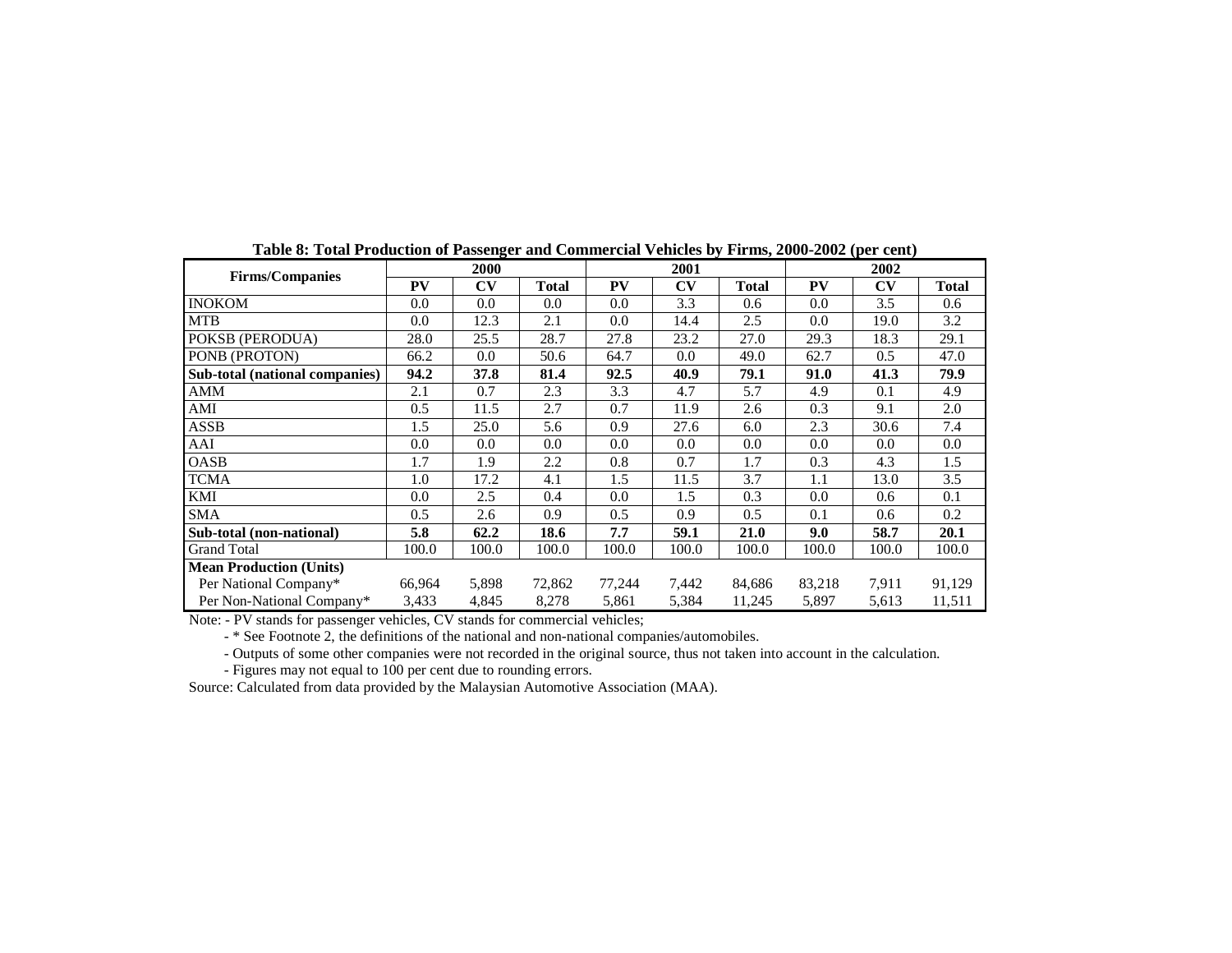**Table 8: Total Production of Passenger and Commercial Vehicles by Firms, 2000-2002 (per cent)**

| Firms/Companies | 2000 | | | 2001 | | | 2002 | | |
|---|---|---|---|---|---|---|---|---|---|
| | PV | CV | Total | PV | CV | Total | PV | CV | Total |
| INOKOM | 0.0 | 0.0 | 0.0 | 0.0 | 3.3 | 0.6 | 0.0 | 3.5 | 0.6 |
| MTB | 0.0 | 12.3 | 2.1 | 0.0 | 14.4 | 2.5 | 0.0 | 19.0 | 3.2 |
| POKSB (PERODUA) | 28.0 | 25.5 | 28.7 | 27.8 | 23.2 | 27.0 | 29.3 | 18.3 | 29.1 |
| PONB (PROTON) | 66.2 | 0.0 | 50.6 | 64.7 | 0.0 | 49.0 | 62.7 | 0.5 | 47.0 |
| **Sub-total (national companies)** | **94.2** | **37.8** | **81.4** | **92.5** | **40.9** | **79.1** | **91.0** | **41.3** | **79.9** |
| AMM | 2.1 | 0.7 | 2.3 | 3.3 | 4.7 | 5.7 | 4.9 | 0.1 | 4.9 |
| AMI | 0.5 | 11.5 | 2.7 | 0.7 | 11.9 | 2.6 | 0.3 | 9.1 | 2.0 |
| ASSB | 1.5 | 25.0 | 5.6 | 0.9 | 27.6 | 6.0 | 2.3 | 30.6 | 7.4 |
| AAI | 0.0 | 0.0 | 0.0 | 0.0 | 0.0 | 0.0 | 0.0 | 0.0 | 0.0 |
| OASB | 1.7 | 1.9 | 2.2 | 0.8 | 0.7 | 1.7 | 0.3 | 4.3 | 1.5 |
| TCMA | 1.0 | 17.2 | 4.1 | 1.5 | 11.5 | 3.7 | 1.1 | 13.0 | 3.5 |
| KMI | 0.0 | 2.5 | 0.4 | 0.0 | 1.5 | 0.3 | 0.0 | 0.6 | 0.1 |
| SMA | 0.5 | 2.6 | 0.9 | 0.5 | 0.9 | 0.5 | 0.1 | 0.6 | 0.2 |
| **Sub-total (non-national)** | **5.8** | **62.2** | **18.6** | **7.7** | **59.1** | **21.0** | **9.0** | **58.7** | **20.1** |
| Grand Total | 100.0 | 100.0 | 100.0 | 100.0 | 100.0 | 100.0 | 100.0 | 100.0 | 100.0 |
| **Mean Production (Units)** | | | | | | | | | |
| Per National Company* | 66,964 | 5,898 | 72,862 | 77,244 | 7,442 | 84,686 | 83,218 | 7,911 | 91,129 |
| Per Non-National Company* | 3,433 | 4,845 | 8,278 | 5,861 | 5,384 | 11,245 | 5,897 | 5,613 | 11,511 |

Note: - PV stands for passenger vehicles, CV stands for commercial vehicles;

- * See Footnote 2, the definitions of the national and non-national companies/automobiles.
- Outputs of some other companies were not recorded in the original source, thus not taken into account in the calculation.
- Figures may not equal to 100 per cent due to rounding errors.

Source: Calculated from data provided by the Malaysian Automotive Association (MAA).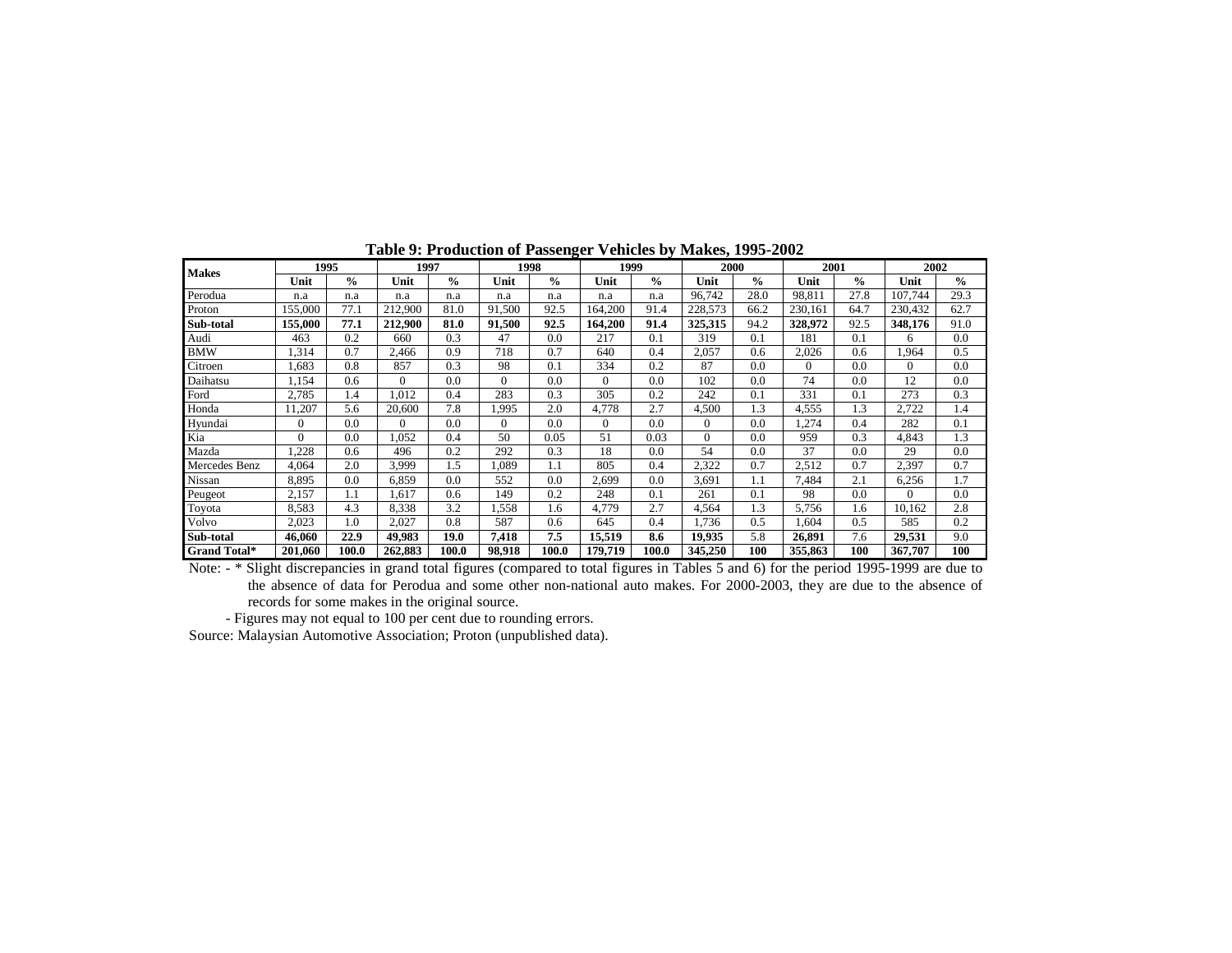**Table 9: Production of Passenger Vehicles by Makes, 1995-2002**

| Makes | 1995 | | 1997 | | 1998 | | 1999 | | 2000 | | 2001 | | 2002 | |
|---|---|---|---|---|---|---|---|---|---|---|---|---|---|---|
| | Unit | % | Unit | % | Unit | % | Unit | % | Unit | % | Unit | % | Unit | % |
| Perodua | n.a | n.a | n.a | n.a | n.a | n.a | n.a | n.a | 96,742 | 28.0 | 98,811 | 27.8 | 107,744 | 29.3 |
| Proton | 155,000 | 77.1 | 212,900 | 81.0 | 91,500 | 92.5 | 164,200 | 91.4 | 228,573 | 66.2 | 230,161 | 64.7 | 230,432 | 62.7 |
| **Sub-total** | **155,000** | **77.1** | **212,900** | **81.0** | **91,500** | **92.5** | **164,200** | **91.4** | **325,315** | 94.2 | **328,972** | 92.5 | **348,176** | 91.0 |
| Audi | 463 | 0.2 | 660 | 0.3 | 47 | 0.0 | 217 | 0.1 | 319 | 0.1 | 181 | 0.1 | 6 | 0.0 |
| BMW | 1,314 | 0.7 | 2,466 | 0.9 | 718 | 0.7 | 640 | 0.4 | 2,057 | 0.6 | 2,026 | 0.6 | 1,964 | 0.5 |
| Citroen | 1,683 | 0.8 | 857 | 0.3 | 98 | 0.1 | 334 | 0.2 | 87 | 0.0 | 0 | 0.0 | 0 | 0.0 |
| Daihatsu | 1,154 | 0.6 | 0 | 0.0 | 0 | 0.0 | 0 | 0.0 | 102 | 0.0 | 74 | 0.0 | 12 | 0.0 |
| Ford | 2,785 | 1.4 | 1,012 | 0.4 | 283 | 0.3 | 305 | 0.2 | 242 | 0.1 | 331 | 0.1 | 273 | 0.3 |
| Honda | 11,207 | 5.6 | 20,600 | 7.8 | 1,995 | 2.0 | 4,778 | 2.7 | 4,500 | 1.3 | 4,555 | 1.3 | 2,722 | 1.4 |
| Hyundai | 0 | 0.0 | 0 | 0.0 | 0 | 0.0 | 0 | 0.0 | 0 | 0.0 | 1,274 | 0.4 | 282 | 0.1 |
| Kia | 0 | 0.0 | 1,052 | 0.4 | 50 | 0.05 | 51 | 0.03 | 0 | 0.0 | 959 | 0.3 | 4,843 | 1.3 |
| Mazda | 1,228 | 0.6 | 496 | 0.2 | 292 | 0.3 | 18 | 0.0 | 54 | 0.0 | 37 | 0.0 | 29 | 0.0 |
| Mercedes Benz | 4,064 | 2.0 | 3,999 | 1.5 | 1,089 | 1.1 | 805 | 0.4 | 2,322 | 0.7 | 2,512 | 0.7 | 2,397 | 0.7 |
| Nissan | 8,895 | 0.0 | 6,859 | 0.0 | 552 | 0.0 | 2,699 | 0.0 | 3,691 | 1.1 | 7,484 | 2.1 | 6,256 | 1.7 |
| Peugeot | 2,157 | 1.1 | 1,617 | 0.6 | 149 | 0.2 | 248 | 0.1 | 261 | 0.1 | 98 | 0.0 | 0 | 0.0 |
| Toyota | 8,583 | 4.3 | 8,338 | 3.2 | 1,558 | 1.6 | 4,779 | 2.7 | 4,564 | 1.3 | 5,756 | 1.6 | 10,162 | 2.8 |
| Volvo | 2,023 | 1.0 | 2,027 | 0.8 | 587 | 0.6 | 645 | 0.4 | 1,736 | 0.5 | 1,604 | 0.5 | 585 | 0.2 |
| **Sub-total** | **46,060** | **22.9** | **49,983** | **19.0** | **7,418** | **7.5** | **15,519** | **8.6** | **19,935** | 5.8 | **26,891** | 7.6 | **29,531** | 9.0 |
| **Grand Total*** | **201,060** | **100.0** | **262,883** | **100.0** | **98,918** | **100.0** | **179,719** | **100.0** | **345,250** | **100** | **355,863** | **100** | **367,707** | **100** |

Note: - * Slight discrepancies in grand total figures (compared to total figures in Tables 5 and 6) for the period 1995-1999 are due to the absence of data for Perodua and some other non-national auto makes. For 2000-2003, they are due to the absence of records for some makes in the original source.

- Figures may not equal to 100 per cent due to rounding errors.

Source: Malaysian Automotive Association; Proton (unpublished data).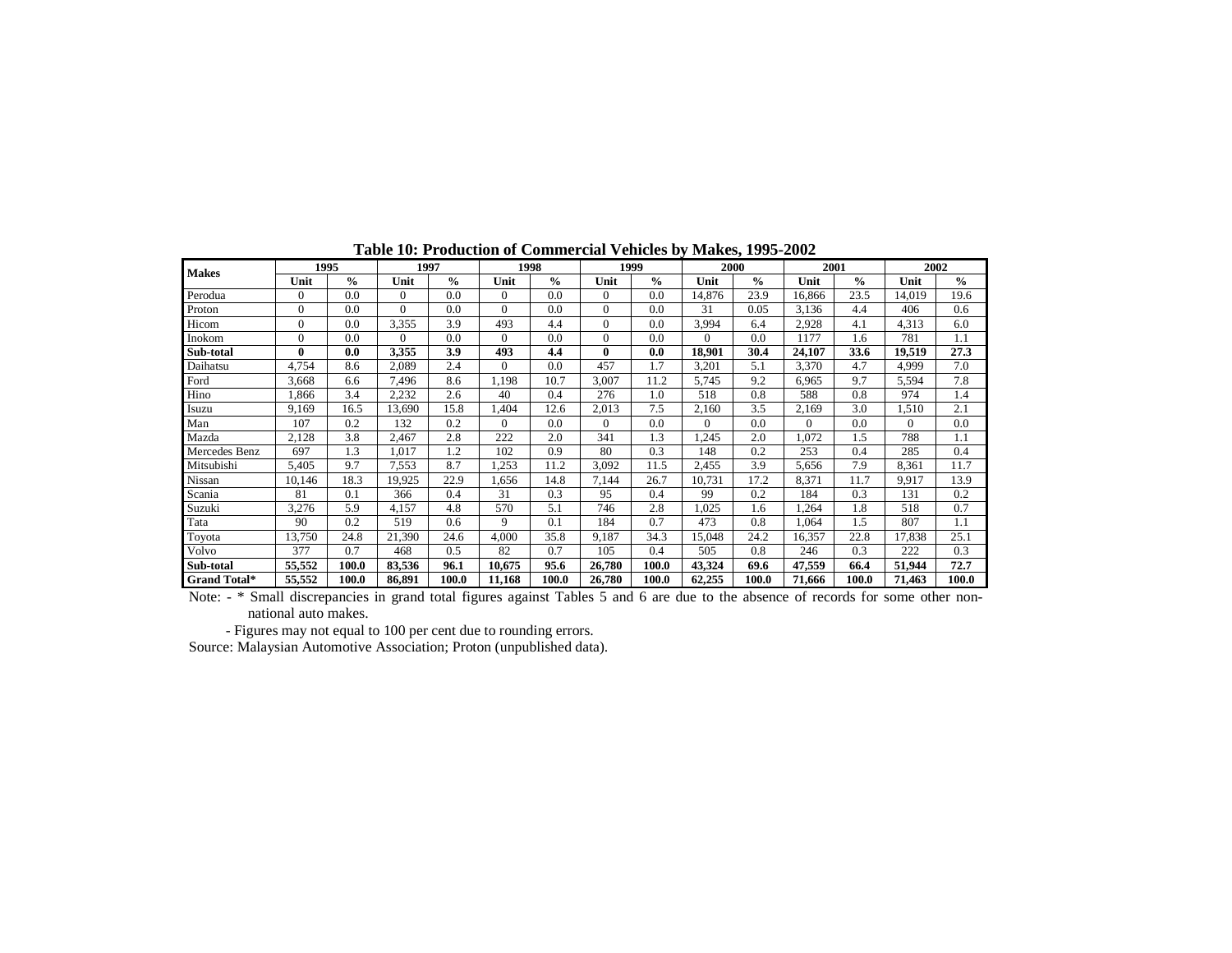**Table 10: Production of Commercial Vehicles by Makes, 1995-2002**

| Makes | 1995 | | 1997 | | 1998 | | 1999 | | 2000 | | 2001 | | 2002 | |
|---|---|---|---|---|---|---|---|---|---|---|---|---|---|---|
| | Unit | % | Unit | % | Unit | % | Unit | % | Unit | % | Unit | % | Unit | % |
| Perodua | 0 | 0.0 | 0 | 0.0 | 0 | 0.0 | 0 | 0.0 | 14,876 | 23.9 | 16,866 | 23.5 | 14,019 | 19.6 |
| Proton | 0 | 0.0 | 0 | 0.0 | 0 | 0.0 | 0 | 0.0 | 31 | 0.05 | 3,136 | 4.4 | 406 | 0.6 |
| Hicom | 0 | 0.0 | 3,355 | 3.9 | 493 | 4.4 | 0 | 0.0 | 3,994 | 6.4 | 2,928 | 4.1 | 4,313 | 6.0 |
| Inokom | 0 | 0.0 | 0 | 0.0 | 0 | 0.0 | 0 | 0.0 | 0 | 0.0 | 1177 | 1.6 | 781 | 1.1 |
| **Sub-total** | **0** | **0.0** | **3,355** | **3.9** | **493** | **4.4** | **0** | **0.0** | **18,901** | **30.4** | **24,107** | **33.6** | **19,519** | **27.3** |
| Daihatsu | 4,754 | 8.6 | 2,089 | 2.4 | 0 | 0.0 | 457 | 1.7 | 3,201 | 5.1 | 3,370 | 4.7 | 4,999 | 7.0 |
| Ford | 3,668 | 6.6 | 7,496 | 8.6 | 1,198 | 10.7 | 3,007 | 11.2 | 5,745 | 9.2 | 6,965 | 9.7 | 5,594 | 7.8 |
| Hino | 1,866 | 3.4 | 2,232 | 2.6 | 40 | 0.4 | 276 | 1.0 | 518 | 0.8 | 588 | 0.8 | 974 | 1.4 |
| Isuzu | 9,169 | 16.5 | 13,690 | 15.8 | 1,404 | 12.6 | 2,013 | 7.5 | 2,160 | 3.5 | 2,169 | 3.0 | 1,510 | 2.1 |
| Man | 107 | 0.2 | 132 | 0.2 | 0 | 0.0 | 0 | 0.0 | 0 | 0.0 | 0 | 0.0 | 0 | 0.0 |
| Mazda | 2,128 | 3.8 | 2,467 | 2.8 | 222 | 2.0 | 341 | 1.3 | 1,245 | 2.0 | 1,072 | 1.5 | 788 | 1.1 |
| Mercedes Benz | 697 | 1.3 | 1,017 | 1.2 | 102 | 0.9 | 80 | 0.3 | 148 | 0.2 | 253 | 0.4 | 285 | 0.4 |
| Mitsubishi | 5,405 | 9.7 | 7,553 | 8.7 | 1,253 | 11.2 | 3,092 | 11.5 | 2,455 | 3.9 | 5,656 | 7.9 | 8,361 | 11.7 |
| Nissan | 10,146 | 18.3 | 19,925 | 22.9 | 1,656 | 14.8 | 7,144 | 26.7 | 10,731 | 17.2 | 8,371 | 11.7 | 9,917 | 13.9 |
| Scania | 81 | 0.1 | 366 | 0.4 | 31 | 0.3 | 95 | 0.4 | 99 | 0.2 | 184 | 0.3 | 131 | 0.2 |
| Suzuki | 3,276 | 5.9 | 4,157 | 4.8 | 570 | 5.1 | 746 | 2.8 | 1,025 | 1.6 | 1,264 | 1.8 | 518 | 0.7 |
| Tata | 90 | 0.2 | 519 | 0.6 | 9 | 0.1 | 184 | 0.7 | 473 | 0.8 | 1,064 | 1.5 | 807 | 1.1 |
| Toyota | 13,750 | 24.8 | 21,390 | 24.6 | 4,000 | 35.8 | 9,187 | 34.3 | 15,048 | 24.2 | 16,357 | 22.8 | 17,838 | 25.1 |
| Volvo | 377 | 0.7 | 468 | 0.5 | 82 | 0.7 | 105 | 0.4 | 505 | 0.8 | 246 | 0.3 | 222 | 0.3 |
| **Sub-total** | **55,552** | **100.0** | **83,536** | **96.1** | **10,675** | **95.6** | **26,780** | **100.0** | **43,324** | **69.6** | **47,559** | **66.4** | **51,944** | **72.7** |
| **Grand Total*** | **55,552** | **100.0** | **86,891** | **100.0** | **11,168** | **100.0** | **26,780** | **100.0** | **62,255** | **100.0** | **71,666** | **100.0** | **71,463** | **100.0** |

Note: - * Small discrepancies in grand total figures against Tables 5 and 6 are due to the absence of records for some other non-national auto makes.

- Figures may not equal to 100 per cent due to rounding errors.

Source: Malaysian Automotive Association; Proton (unpublished data).